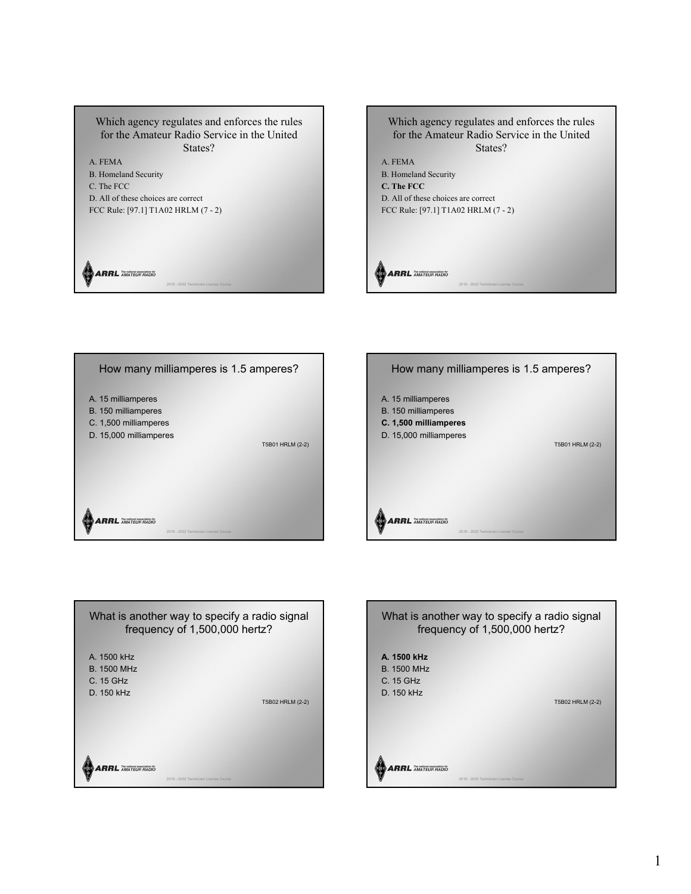Which agency regulates and enforces the rules for the Amateur Radio Service in the United States?

A. FEMA
B. Homeland Security
C. The FCC
D. All of these choices are correct
FCC Rule: [97.1] T1A02 HRLM (7 - 2)

Which agency regulates and enforces the rules for the Amateur Radio Service in the United States?

A. FEMA
B. Homeland Security
**C. The FCC**
D. All of these choices are correct
FCC Rule: [97.1] T1A02 HRLM (7 - 2)

How many milliamperes is 1.5 amperes?

A. 15 milliamperes
B. 150 milliamperes
C. 1,500 milliamperes
D. 15,000 milliamperes

T5B01 HRLM (2-2)

How many milliamperes is 1.5 amperes?

A. 15 milliamperes
B. 150 milliamperes
**C. 1,500 milliamperes**
D. 15,000 milliamperes

T5B01 HRLM (2-2)

What is another way to specify a radio signal frequency of 1,500,000 hertz?

A. 1500 kHz
B. 1500 MHz
C. 15 GHz
D. 150 kHz

T5B02 HRLM (2-2)

What is another way to specify a radio signal frequency of 1,500,000 hertz?

**A. 1500 kHz**
B. 1500 MHz
C. 15 GHz
D. 150 kHz

T5B02 HRLM (2-2)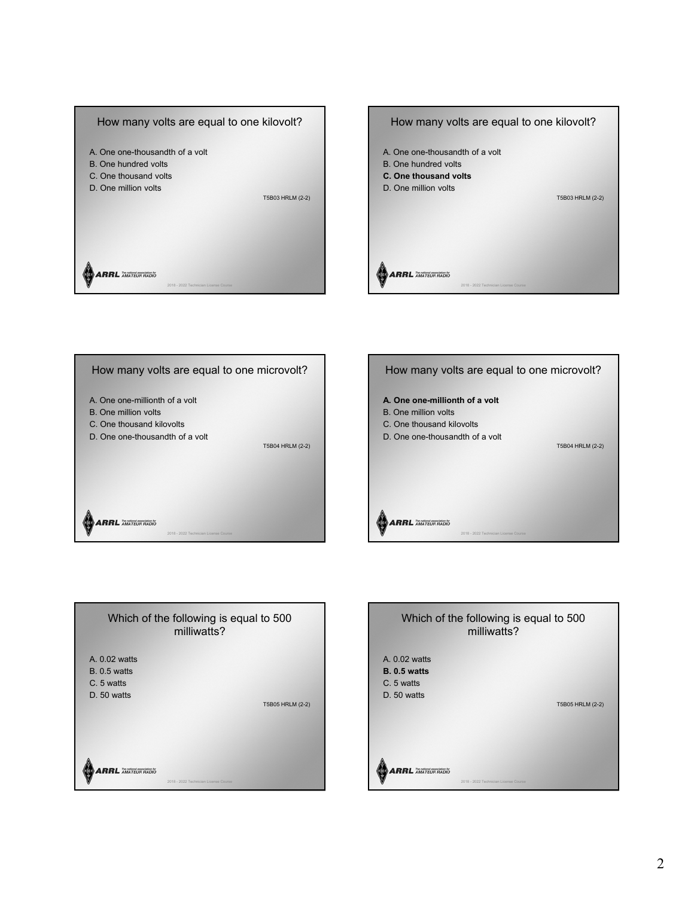## How many volts are equal to one kilovolt?

A. One one-thousandth of a volt
B. One hundred volts
C. One thousand volts
D. One million volts

T5B03 HRLM (2-2)

2018 - 2022 Technician License Course

## How many volts are equal to one kilovolt?

A. One one-thousandth of a volt
B. One hundred volts
**C. One thousand volts**
D. One million volts

T5B03 HRLM (2-2)

2018 - 2022 Technician License Course

## How many volts are equal to one microvolt?

A. One one-millionth of a volt
B. One million volts
C. One thousand kilovolts
D. One one-thousandth of a volt

T5B04 HRLM (2-2)

2018 - 2022 Technician License Course

## How many volts are equal to one microvolt?

**A. One one-millionth of a volt**
B. One million volts
C. One thousand kilovolts
D. One one-thousandth of a volt

T5B04 HRLM (2-2)

2018 - 2022 Technician License Course

## Which of the following is equal to 500 milliwatts?

A. 0.02 watts
B. 0.5 watts
C. 5 watts
D. 50 watts

T5B05 HRLM (2-2)

2018 - 2022 Technician License Course

## Which of the following is equal to 500 milliwatts?

A. 0.02 watts
**B. 0.5 watts**
C. 5 watts
D. 50 watts

T5B05 HRLM (2-2)

2018 - 2022 Technician License Course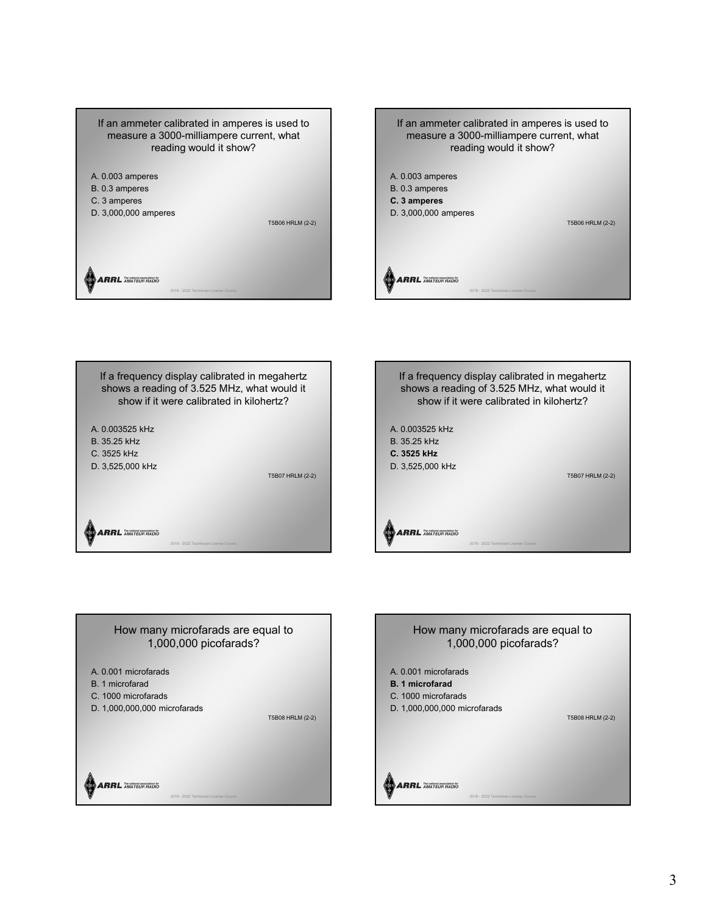If an ammeter calibrated in amperes is used to measure a 3000-milliampere current, what reading would it show?

A. 0.003 amperes
B. 0.3 amperes
C. 3 amperes
D. 3,000,000 amperes

T5B06 HRLM (2-2)

ARRL The national association for AMATEUR RADIO

2018 - 2022 Technician License Course

---

If an ammeter calibrated in amperes is used to measure a 3000-milliampere current, what reading would it show?

A. 0.003 amperes
B. 0.3 amperes
**C. 3 amperes**
D. 3,000,000 amperes

T5B06 HRLM (2-2)

ARRL The national association for AMATEUR RADIO

2018 - 2022 Technician License Course

---

If a frequency display calibrated in megahertz shows a reading of 3.525 MHz, what would it show if it were calibrated in kilohertz?

A. 0.003525 kHz
B. 35.25 kHz
C. 3525 kHz
D. 3,525,000 kHz

T5B07 HRLM (2-2)

ARRL The national association for AMATEUR RADIO

2018 - 2022 Technician License Course

---

If a frequency display calibrated in megahertz shows a reading of 3.525 MHz, what would it show if it were calibrated in kilohertz?

A. 0.003525 kHz
B. 35.25 kHz
**C. 3525 kHz**
D. 3,525,000 kHz

T5B07 HRLM (2-2)

ARRL The national association for AMATEUR RADIO

2018 - 2022 Technician License Course

---

How many microfarads are equal to 1,000,000 picofarads?

A. 0.001 microfarads
B. 1 microfarad
C. 1000 microfarads
D. 1,000,000,000 microfarads

T5B08 HRLM (2-2)

ARRL The national association for AMATEUR RADIO

2018 - 2022 Technician License Course

---

How many microfarads are equal to 1,000,000 picofarads?

A. 0.001 microfarads
**B. 1 microfarad**
C. 1000 microfarads
D. 1,000,000,000 microfarads

T5B08 HRLM (2-2)

ARRL The national association for AMATEUR RADIO

2018 - 2022 Technician License Course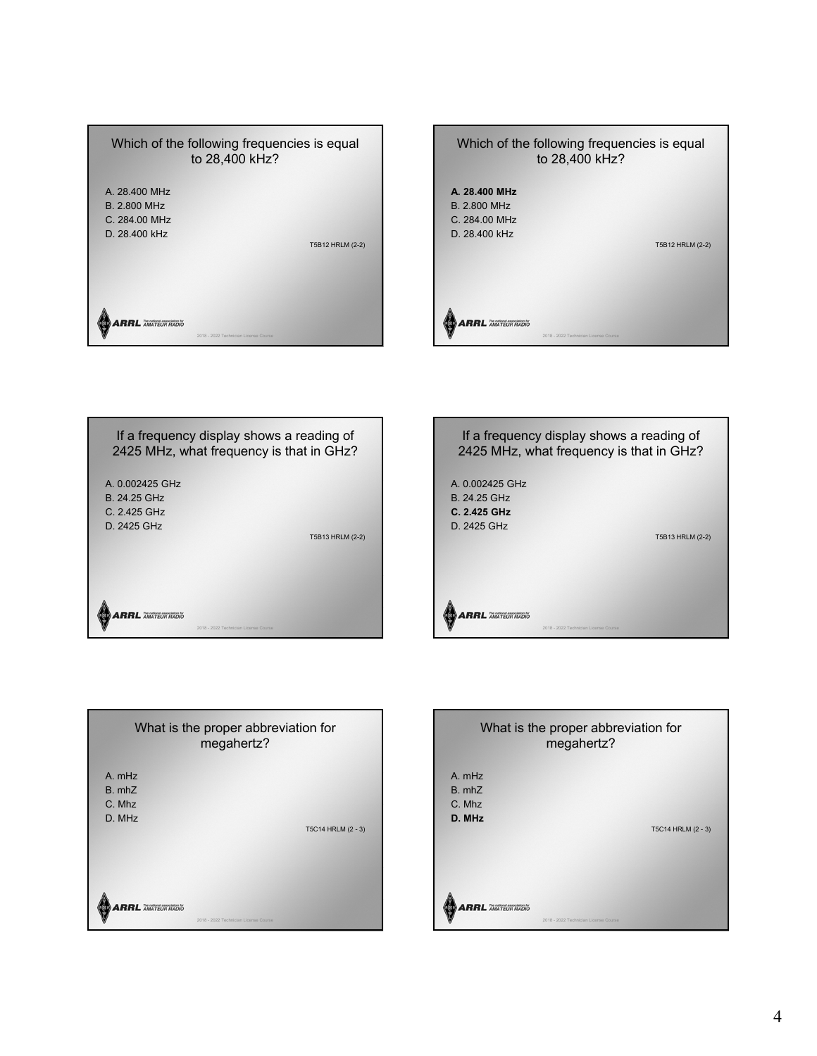Which of the following frequencies is equal to 28,400 kHz?

A. 28.400 MHz
B. 2.800 MHz
C. 284.00 MHz
D. 28.400 kHz

T5B12 HRLM (2-2)

Which of the following frequencies is equal to 28,400 kHz?

**A. 28.400 MHz**
B. 2.800 MHz
C. 284.00 MHz
D. 28.400 kHz

T5B12 HRLM (2-2)

If a frequency display shows a reading of 2425 MHz, what frequency is that in GHz?

A. 0.002425 GHz
B. 24.25 GHz
C. 2.425 GHz
D. 2425 GHz

T5B13 HRLM (2-2)

If a frequency display shows a reading of 2425 MHz, what frequency is that in GHz?

A. 0.002425 GHz
B. 24.25 GHz
**C. 2.425 GHz**
D. 2425 GHz

T5B13 HRLM (2-2)

What is the proper abbreviation for megahertz?

A. mHz
B. mhZ
C. Mhz
D. MHz

T5C14 HRLM (2 - 3)

What is the proper abbreviation for megahertz?

A. mHz
B. mhZ
C. Mhz
**D. MHz**

T5C14 HRLM (2 - 3)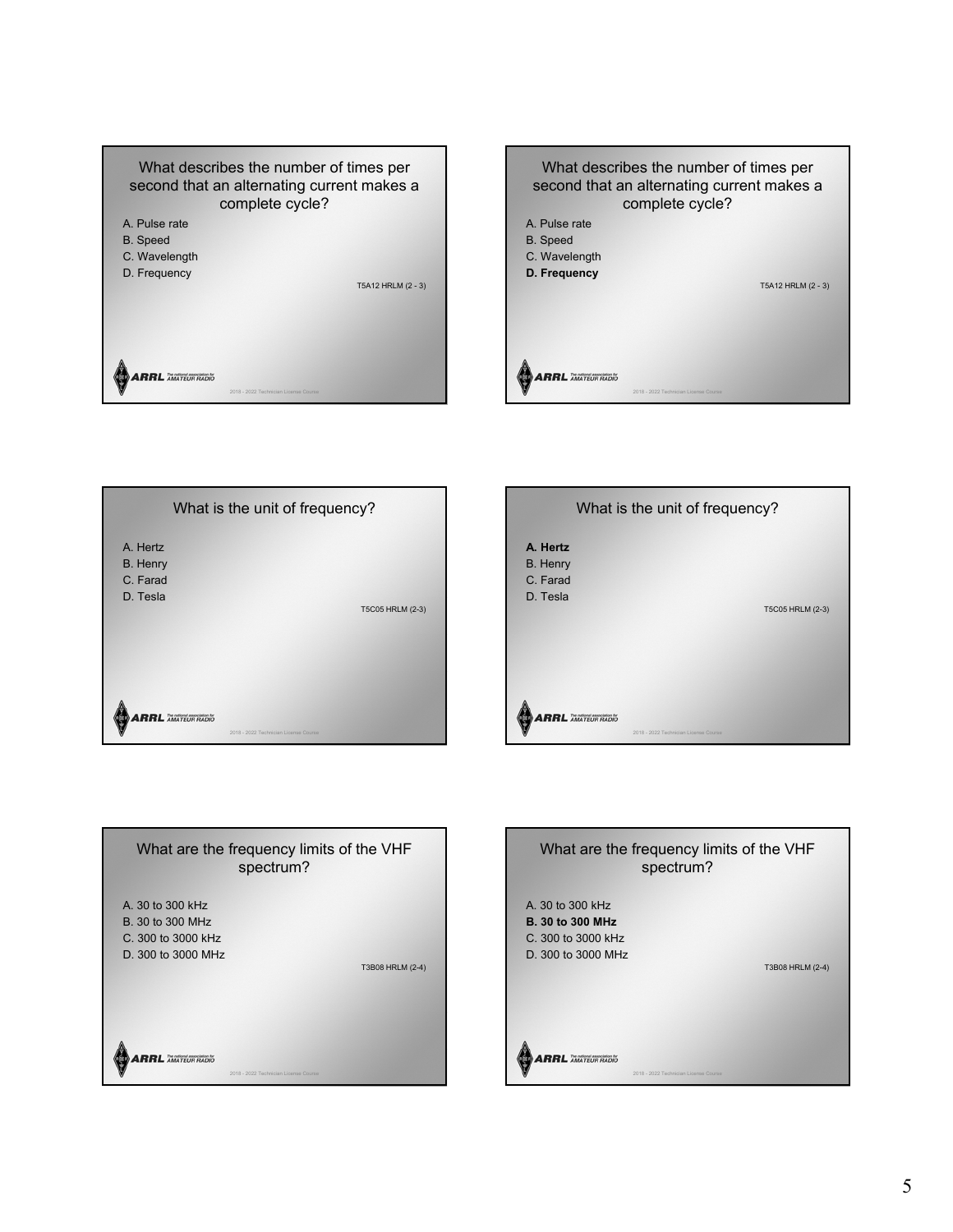What describes the number of times per second that an alternating current makes a complete cycle?

A. Pulse rate
B. Speed
C. Wavelength
D. Frequency

T5A12 HRLM (2 - 3)

What describes the number of times per second that an alternating current makes a complete cycle?

A. Pulse rate
B. Speed
C. Wavelength
**D. Frequency**

T5A12 HRLM (2 - 3)

What is the unit of frequency?

A. Hertz
B. Henry
C. Farad
D. Tesla

T5C05 HRLM (2-3)

What is the unit of frequency?

**A. Hertz**
B. Henry
C. Farad
D. Tesla

T5C05 HRLM (2-3)

What are the frequency limits of the VHF spectrum?

A. 30 to 300 kHz
B. 30 to 300 MHz
C. 300 to 3000 kHz
D. 300 to 3000 MHz

T3B08 HRLM (2-4)

What are the frequency limits of the VHF spectrum?

A. 30 to 300 kHz
**B. 30 to 300 MHz**
C. 300 to 3000 kHz
D. 300 to 3000 MHz

T3B08 HRLM (2-4)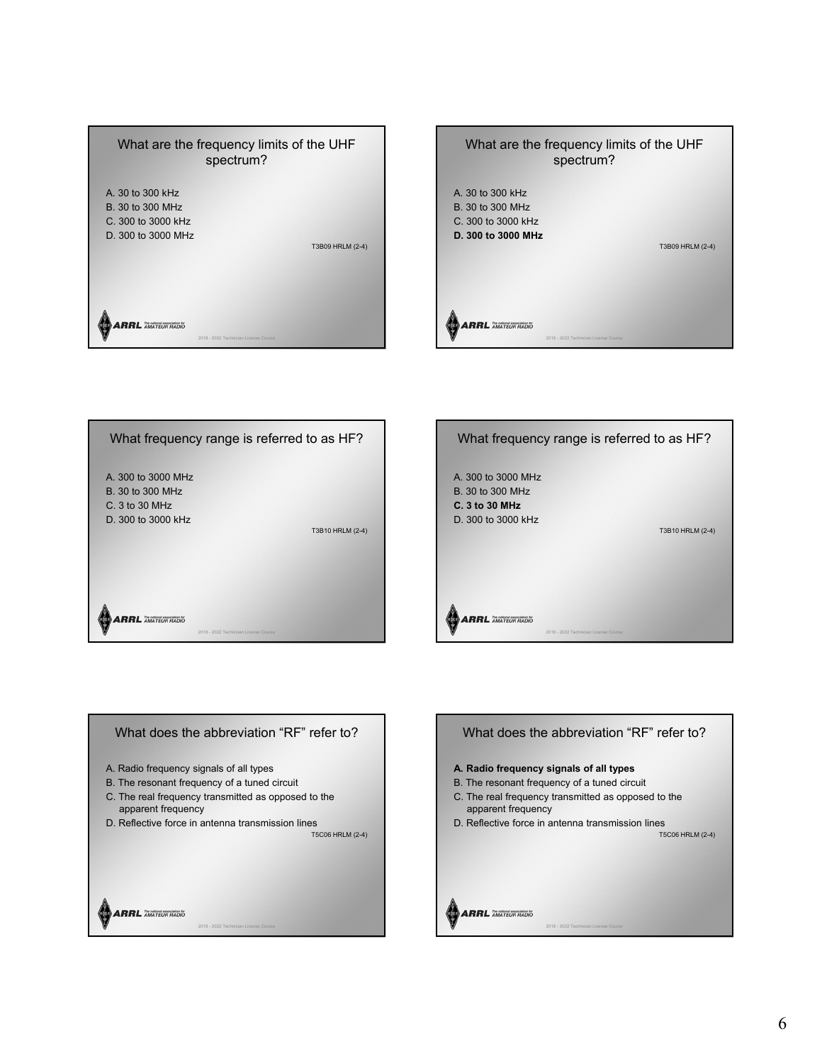What are the frequency limits of the UHF spectrum?

A. 30 to 300 kHz
B. 30 to 300 MHz
C. 300 to 3000 kHz
D. 300 to 3000 MHz

T3B09 HRLM (2-4)

What are the frequency limits of the UHF spectrum?

A. 30 to 300 kHz
B. 30 to 300 MHz
C. 300 to 3000 kHz
**D. 300 to 3000 MHz**

T3B09 HRLM (2-4)

What frequency range is referred to as HF?

A. 300 to 3000 MHz
B. 30 to 300 MHz
C. 3 to 30 MHz
D. 300 to 3000 kHz

T3B10 HRLM (2-4)

What frequency range is referred to as HF?

A. 300 to 3000 MHz
B. 30 to 300 MHz
**C. 3 to 30 MHz**
D. 300 to 3000 kHz

T3B10 HRLM (2-4)

What does the abbreviation "RF" refer to?

A. Radio frequency signals of all types
B. The resonant frequency of a tuned circuit
C. The real frequency transmitted as opposed to the apparent frequency
D. Reflective force in antenna transmission lines

T5C06 HRLM (2-4)

What does the abbreviation "RF" refer to?

**A. Radio frequency signals of all types**
B. The resonant frequency of a tuned circuit
C. The real frequency transmitted as opposed to the apparent frequency
D. Reflective force in antenna transmission lines

T5C06 HRLM (2-4)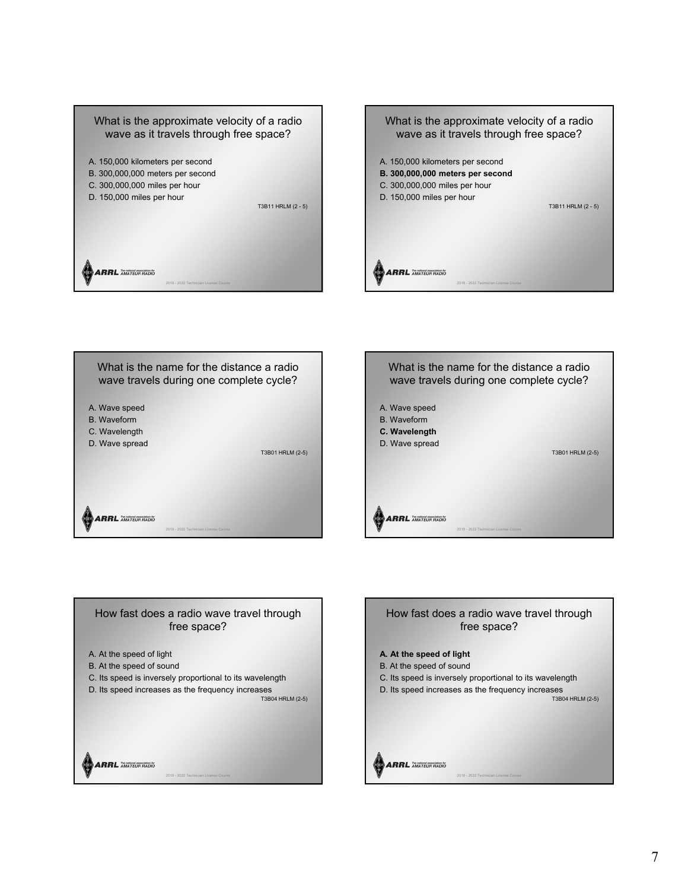What is the approximate velocity of a radio wave as it travels through free space?

A. 150,000 kilometers per second
B. 300,000,000 meters per second
C. 300,000,000 miles per hour
D. 150,000 miles per hour

T3B11 HRLM (2 - 5)

What is the approximate velocity of a radio wave as it travels through free space?

A. 150,000 kilometers per second
**B. 300,000,000 meters per second**
C. 300,000,000 miles per hour
D. 150,000 miles per hour

T3B11 HRLM (2 - 5)

What is the name for the distance a radio wave travels during one complete cycle?

A. Wave speed
B. Waveform
C. Wavelength
D. Wave spread

T3B01 HRLM (2-5)

What is the name for the distance a radio wave travels during one complete cycle?

A. Wave speed
B. Waveform
**C. Wavelength**
D. Wave spread

T3B01 HRLM (2-5)

How fast does a radio wave travel through free space?

A. At the speed of light
B. At the speed of sound
C. Its speed is inversely proportional to its wavelength
D. Its speed increases as the frequency increases

T3B04 HRLM (2-5)

How fast does a radio wave travel through free space?

**A. At the speed of light**
B. At the speed of sound
C. Its speed is inversely proportional to its wavelength
D. Its speed increases as the frequency increases

T3B04 HRLM (2-5)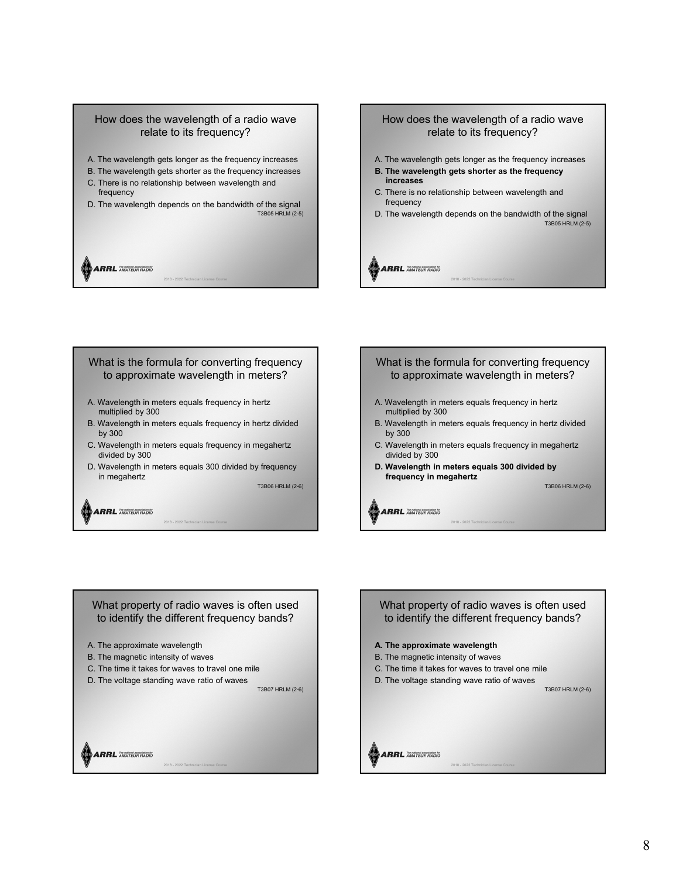## How does the wavelength of a radio wave relate to its frequency?

A. The wavelength gets longer as the frequency increases
B. The wavelength gets shorter as the frequency increases
C. There is no relationship between wavelength and frequency
D. The wavelength depends on the bandwidth of the signal

T3B05 HRLM (2-5)

## How does the wavelength of a radio wave relate to its frequency?

A. The wavelength gets longer as the frequency increases
**B. The wavelength gets shorter as the frequency increases**
C. There is no relationship between wavelength and frequency
D. The wavelength depends on the bandwidth of the signal

T3B05 HRLM (2-5)

## What is the formula for converting frequency to approximate wavelength in meters?

A. Wavelength in meters equals frequency in hertz multiplied by 300
B. Wavelength in meters equals frequency in hertz divided by 300
C. Wavelength in meters equals frequency in megahertz divided by 300
D. Wavelength in meters equals 300 divided by frequency in megahertz

T3B06 HRLM (2-6)

## What is the formula for converting frequency to approximate wavelength in meters?

A. Wavelength in meters equals frequency in hertz multiplied by 300
B. Wavelength in meters equals frequency in hertz divided by 300
C. Wavelength in meters equals frequency in megahertz divided by 300
**D. Wavelength in meters equals 300 divided by frequency in megahertz**

T3B06 HRLM (2-6)

## What property of radio waves is often used to identify the different frequency bands?

A. The approximate wavelength
B. The magnetic intensity of waves
C. The time it takes for waves to travel one mile
D. The voltage standing wave ratio of waves

T3B07 HRLM (2-6)

## What property of radio waves is often used to identify the different frequency bands?

**A. The approximate wavelength**
B. The magnetic intensity of waves
C. The time it takes for waves to travel one mile
D. The voltage standing wave ratio of waves

T3B07 HRLM (2-6)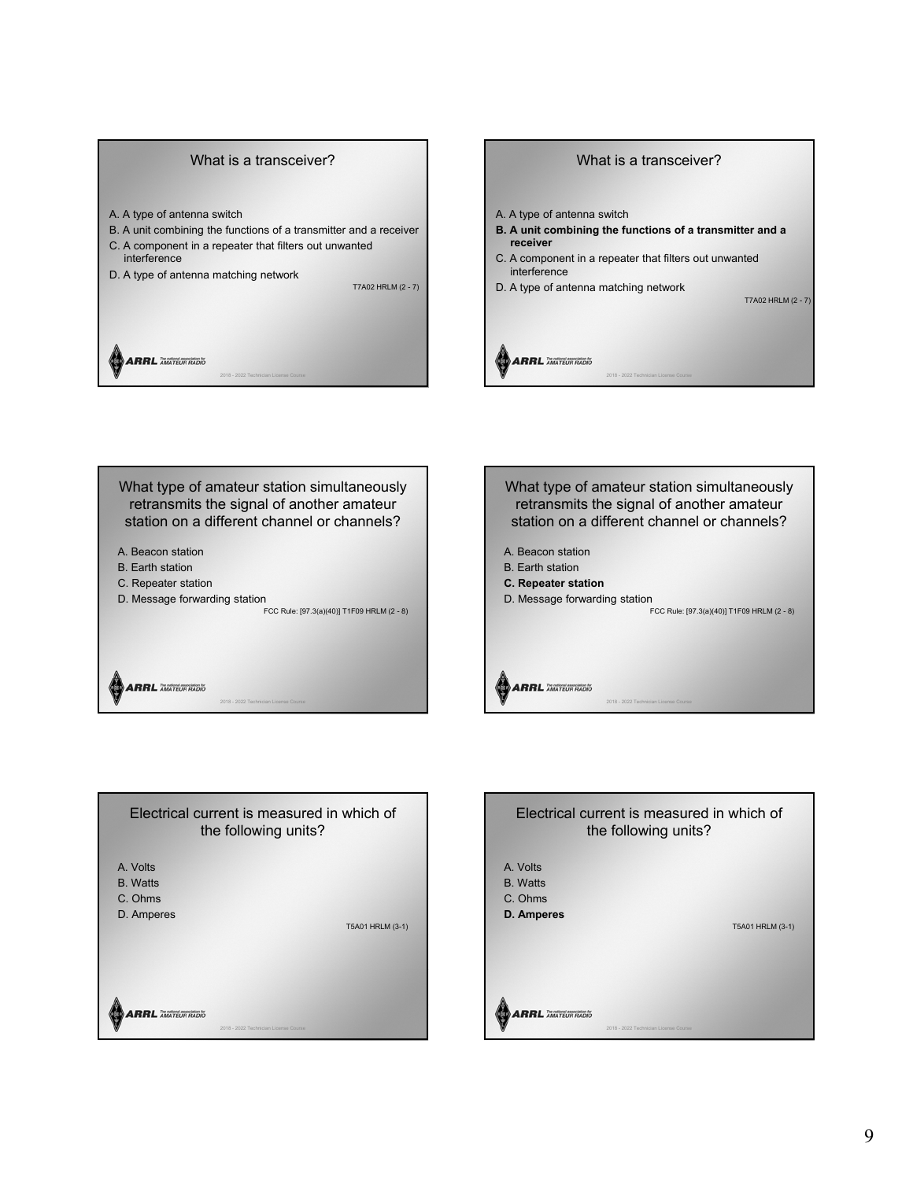What is a transceiver?

A. A type of antenna switch
B. A unit combining the functions of a transmitter and a receiver
C. A component in a repeater that filters out unwanted interference
D. A type of antenna matching network

T7A02 HRLM (2 - 7)

What is a transceiver?

A. A type of antenna switch
**B. A unit combining the functions of a transmitter and a receiver**
C. A component in a repeater that filters out unwanted interference
D. A type of antenna matching network

T7A02 HRLM (2 - 7)

What type of amateur station simultaneously retransmits the signal of another amateur station on a different channel or channels?

A. Beacon station
B. Earth station
C. Repeater station
D. Message forwarding station

FCC Rule: [97.3(a)(40)] T1F09 HRLM (2 - 8)

What type of amateur station simultaneously retransmits the signal of another amateur station on a different channel or channels?

A. Beacon station
B. Earth station
**C. Repeater station**
D. Message forwarding station

FCC Rule: [97.3(a)(40)] T1F09 HRLM (2 - 8)

Electrical current is measured in which of the following units?

A. Volts
B. Watts
C. Ohms
D. Amperes

T5A01 HRLM (3-1)

Electrical current is measured in which of the following units?

A. Volts
B. Watts
C. Ohms
**D. Amperes**

T5A01 HRLM (3-1)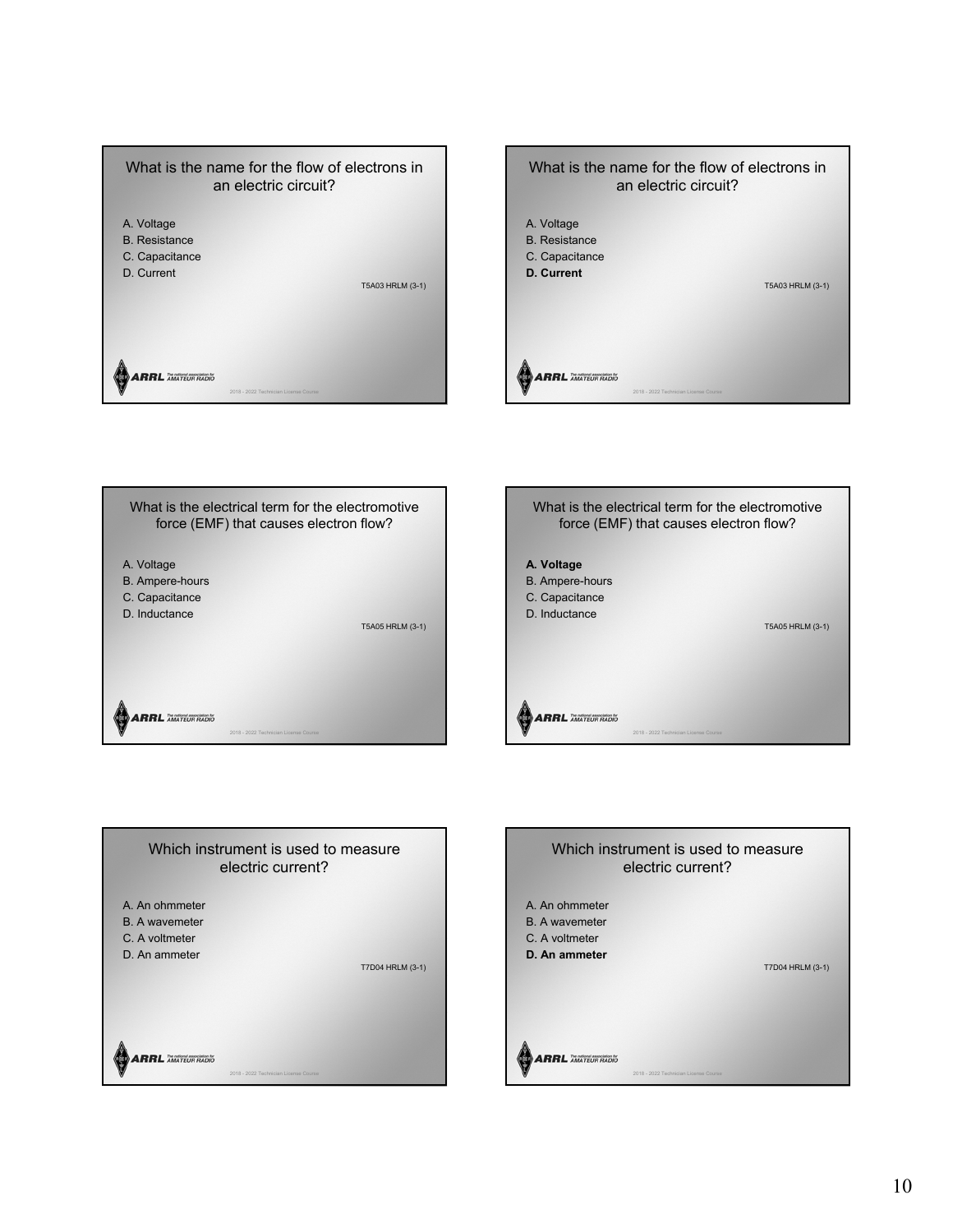What is the name for the flow of electrons in an electric circuit?

A. Voltage
B. Resistance
C. Capacitance
D. Current

T5A03 HRLM (3-1)

What is the name for the flow of electrons in an electric circuit?

A. Voltage
B. Resistance
C. Capacitance
**D. Current**

T5A03 HRLM (3-1)

What is the electrical term for the electromotive force (EMF) that causes electron flow?

A. Voltage
B. Ampere-hours
C. Capacitance
D. Inductance

T5A05 HRLM (3-1)

What is the electrical term for the electromotive force (EMF) that causes electron flow?

**A. Voltage**
B. Ampere-hours
C. Capacitance
D. Inductance

T5A05 HRLM (3-1)

Which instrument is used to measure electric current?

A. An ohmmeter
B. A wavemeter
C. A voltmeter
D. An ammeter

T7D04 HRLM (3-1)

Which instrument is used to measure electric current?

A. An ohmmeter
B. A wavemeter
C. A voltmeter
**D. An ammeter**

T7D04 HRLM (3-1)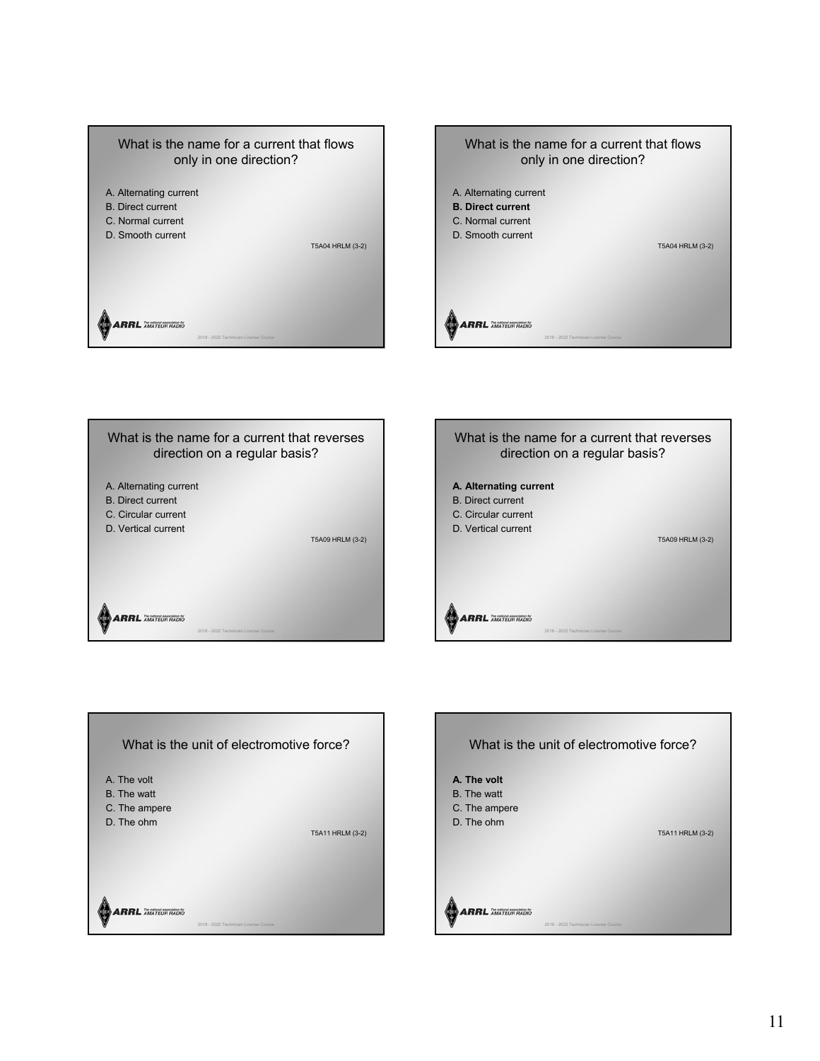What is the name for a current that flows only in one direction?

A. Alternating current
B. Direct current
C. Normal current
D. Smooth current

T5A04 HRLM (3-2)

What is the name for a current that flows only in one direction?

A. Alternating current
**B. Direct current**
C. Normal current
D. Smooth current

T5A04 HRLM (3-2)

What is the name for a current that reverses direction on a regular basis?

A. Alternating current
B. Direct current
C. Circular current
D. Vertical current

T5A09 HRLM (3-2)

What is the name for a current that reverses direction on a regular basis?

**A. Alternating current**
B. Direct current
C. Circular current
D. Vertical current

T5A09 HRLM (3-2)

What is the unit of electromotive force?

A. The volt
B. The watt
C. The ampere
D. The ohm

T5A11 HRLM (3-2)

What is the unit of electromotive force?

**A. The volt**
B. The watt
C. The ampere
D. The ohm

T5A11 HRLM (3-2)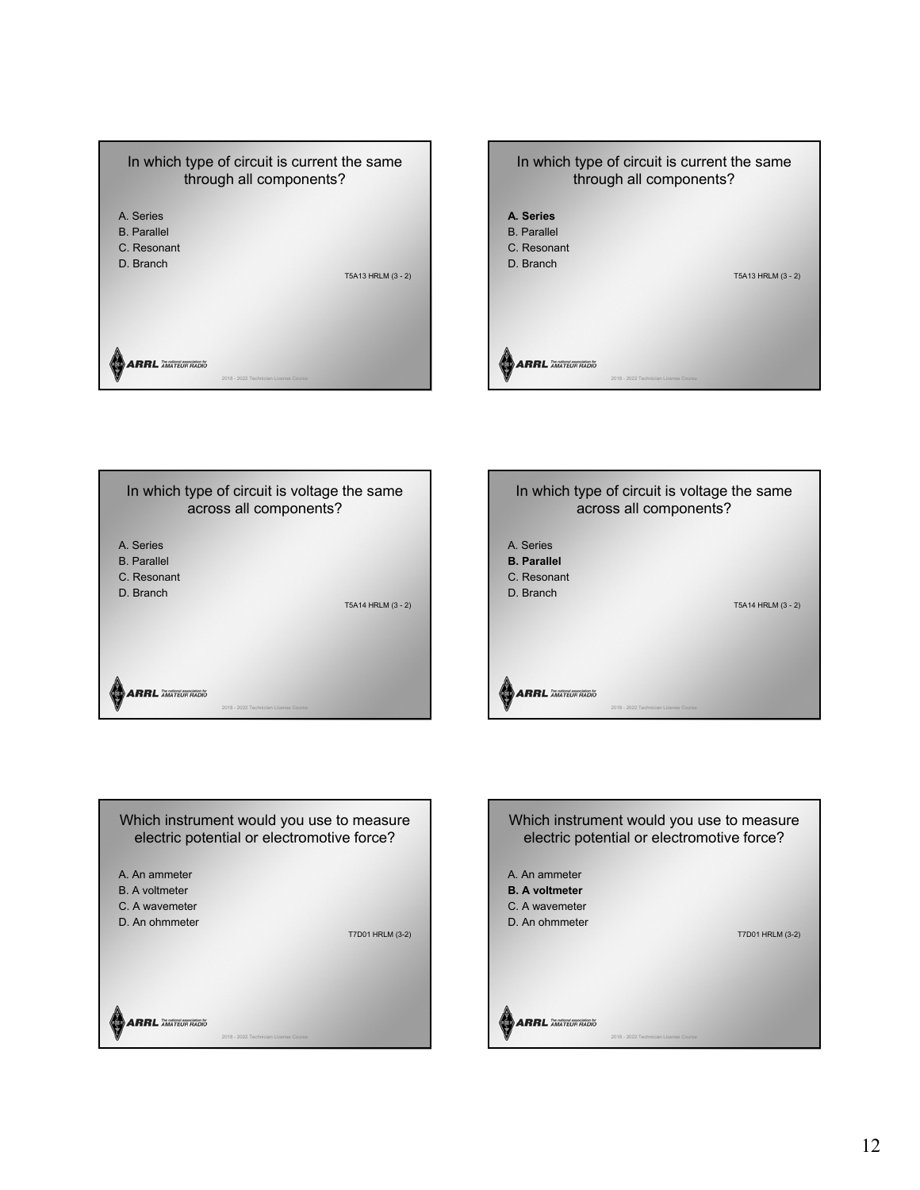In which type of circuit is current the same through all components?

A. Series
B. Parallel
C. Resonant
D. Branch

T5A13 HRLM (3 - 2)

In which type of circuit is current the same through all components?

**A. Series**
B. Parallel
C. Resonant
D. Branch

T5A13 HRLM (3 - 2)

In which type of circuit is voltage the same across all components?

A. Series
B. Parallel
C. Resonant
D. Branch

T5A14 HRLM (3 - 2)

In which type of circuit is voltage the same across all components?

A. Series
**B. Parallel**
C. Resonant
D. Branch

T5A14 HRLM (3 - 2)

Which instrument would you use to measure electric potential or electromotive force?

A. An ammeter
B. A voltmeter
C. A wavemeter
D. An ohmmeter

T7D01 HRLM (3-2)

Which instrument would you use to measure electric potential or electromotive force?

A. An ammeter
**B. A voltmeter**
C. A wavemeter
D. An ohmmeter

T7D01 HRLM (3-2)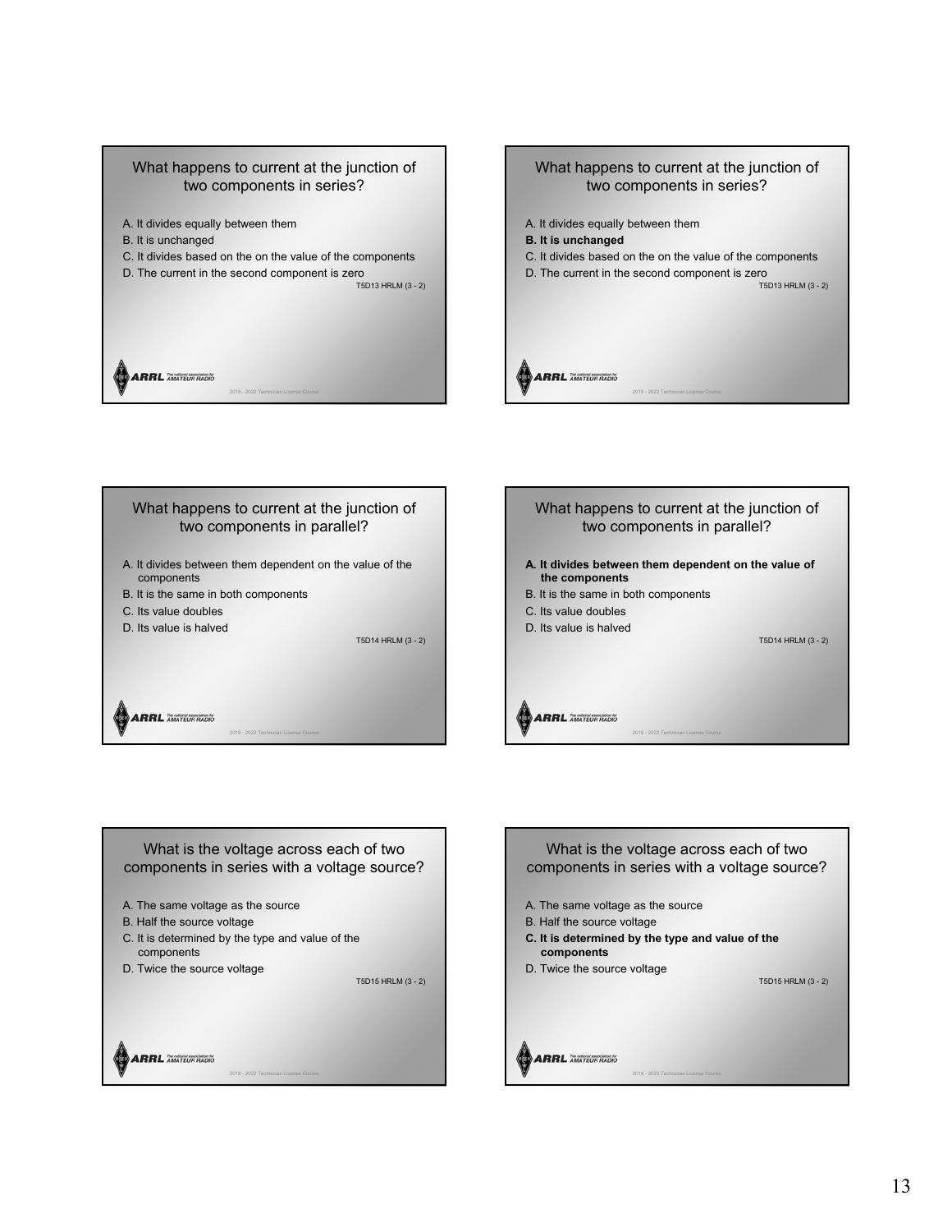## What happens to current at the junction of two components in series?

A. It divides equally between them
B. It is unchanged
C. It divides based on the on the value of the components
D. The current in the second component is zero

T5D13 HRLM (3 - 2)

## What happens to current at the junction of two components in series?

A. It divides equally between them
**B. It is unchanged**
C. It divides based on the on the value of the components
D. The current in the second component is zero

T5D13 HRLM (3 - 2)

## What happens to current at the junction of two components in parallel?

A. It divides between them dependent on the value of the components
B. It is the same in both components
C. Its value doubles
D. Its value is halved

T5D14 HRLM (3 - 2)

## What happens to current at the junction of two components in parallel?

**A. It divides between them dependent on the value of the components**
B. It is the same in both components
C. Its value doubles
D. Its value is halved

T5D14 HRLM (3 - 2)

## What is the voltage across each of two components in series with a voltage source?

A. The same voltage as the source
B. Half the source voltage
C. It is determined by the type and value of the components
D. Twice the source voltage

T5D15 HRLM (3 - 2)

## What is the voltage across each of two components in series with a voltage source?

A. The same voltage as the source
B. Half the source voltage
**C. It is determined by the type and value of the components**
D. Twice the source voltage

T5D15 HRLM (3 - 2)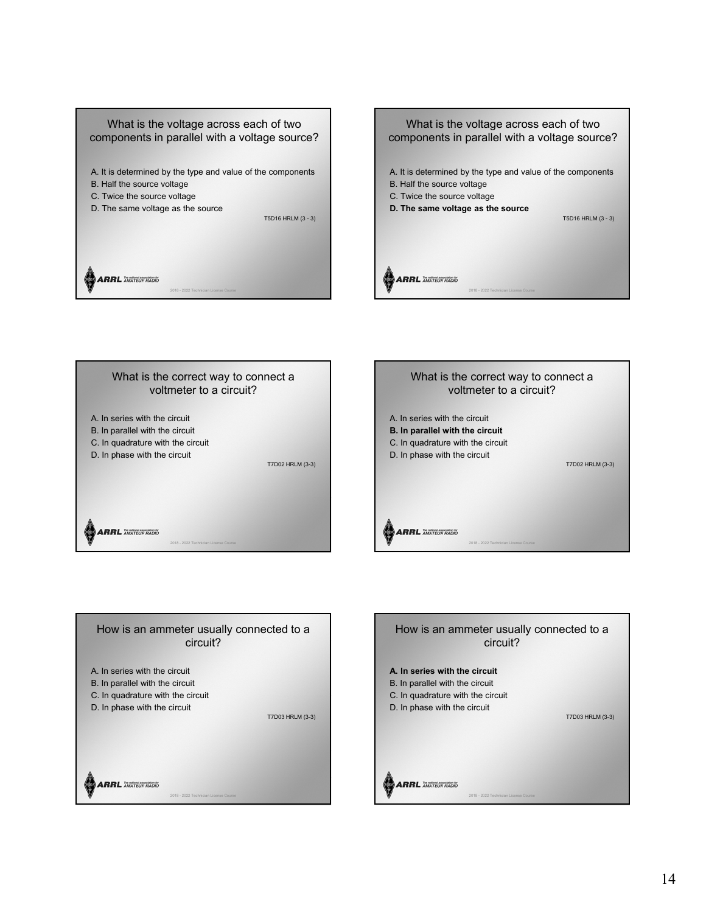What is the voltage across each of two components in parallel with a voltage source?

A. It is determined by the type and value of the components
B. Half the source voltage
C. Twice the source voltage
D. The same voltage as the source

T5D16 HRLM (3 - 3)

2018 - 2022 Technician License Course

What is the voltage across each of two components in parallel with a voltage source?

A. It is determined by the type and value of the components
B. Half the source voltage
C. Twice the source voltage
**D. The same voltage as the source**

T5D16 HRLM (3 - 3)

2018 - 2022 Technician License Course

What is the correct way to connect a voltmeter to a circuit?

A. In series with the circuit
B. In parallel with the circuit
C. In quadrature with the circuit
D. In phase with the circuit

T7D02 HRLM (3-3)

2018 - 2022 Technician License Course

What is the correct way to connect a voltmeter to a circuit?

A. In series with the circuit
**B. In parallel with the circuit**
C. In quadrature with the circuit
D. In phase with the circuit

T7D02 HRLM (3-3)

2018 - 2022 Technician License Course

How is an ammeter usually connected to a circuit?

A. In series with the circuit
B. In parallel with the circuit
C. In quadrature with the circuit
D. In phase with the circuit

T7D03 HRLM (3-3)

2018 - 2022 Technician License Course

How is an ammeter usually connected to a circuit?

**A. In series with the circuit**
B. In parallel with the circuit
C. In quadrature with the circuit
D. In phase with the circuit

T7D03 HRLM (3-3)

2018 - 2022 Technician License Course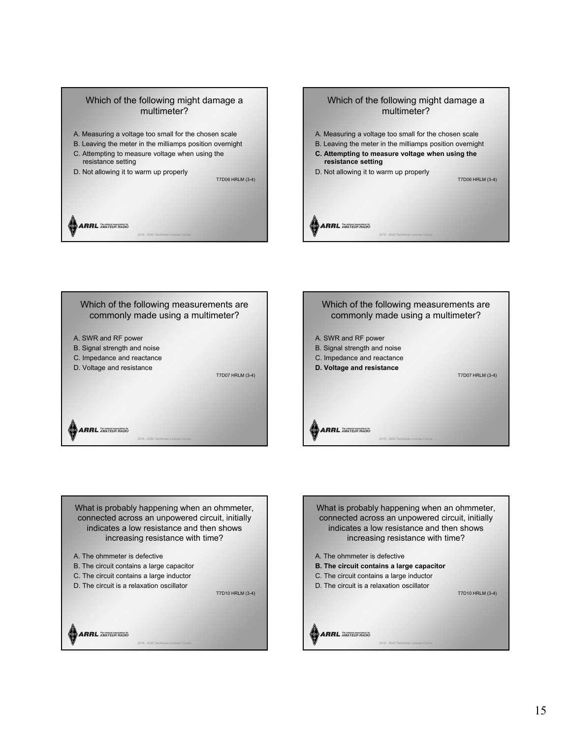Which of the following might damage a multimeter?

A. Measuring a voltage too small for the chosen scale
B. Leaving the meter in the milliamps position overnight
C. Attempting to measure voltage when using the resistance setting
D. Not allowing it to warm up properly

T7D06 HRLM (3-4)

Which of the following might damage a multimeter?

A. Measuring a voltage too small for the chosen scale
B. Leaving the meter in the milliamps position overnight
**C. Attempting to measure voltage when using the resistance setting**
D. Not allowing it to warm up properly

T7D06 HRLM (3-4)

Which of the following measurements are commonly made using a multimeter?

A. SWR and RF power
B. Signal strength and noise
C. Impedance and reactance
D. Voltage and resistance

T7D07 HRLM (3-4)

Which of the following measurements are commonly made using a multimeter?

A. SWR and RF power
B. Signal strength and noise
C. Impedance and reactance
**D. Voltage and resistance**

T7D07 HRLM (3-4)

What is probably happening when an ohmmeter, connected across an unpowered circuit, initially indicates a low resistance and then shows increasing resistance with time?

A. The ohmmeter is defective
B. The circuit contains a large capacitor
C. The circuit contains a large inductor
D. The circuit is a relaxation oscillator

T7D10 HRLM (3-4)

What is probably happening when an ohmmeter, connected across an unpowered circuit, initially indicates a low resistance and then shows increasing resistance with time?

A. The ohmmeter is defective
**B. The circuit contains a large capacitor**
C. The circuit contains a large inductor
D. The circuit is a relaxation oscillator

T7D10 HRLM (3-4)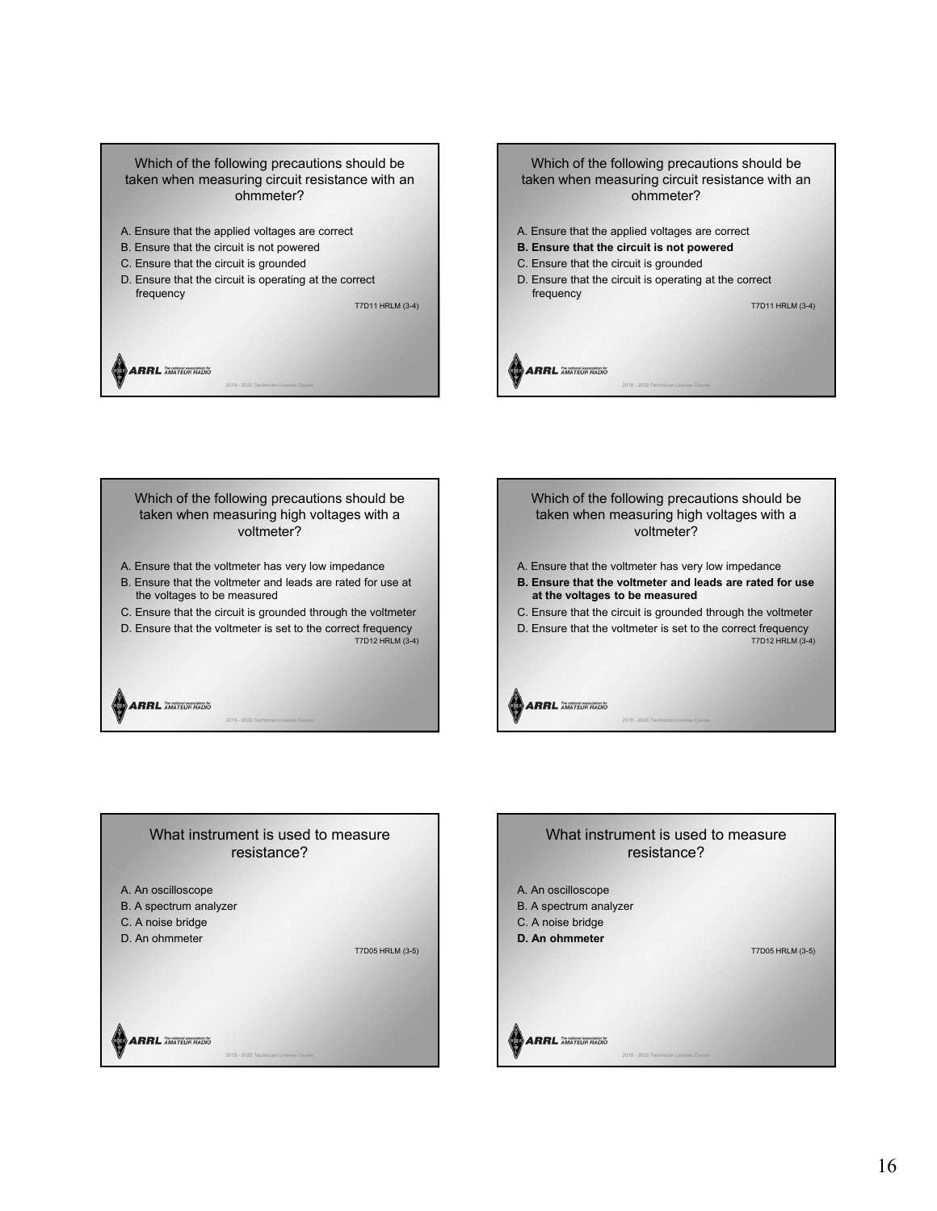Which of the following precautions should be taken when measuring circuit resistance with an ohmmeter?

A. Ensure that the applied voltages are correct
B. Ensure that the circuit is not powered
C. Ensure that the circuit is grounded
D. Ensure that the circuit is operating at the correct frequency

T7D11 HRLM (3-4)

Which of the following precautions should be taken when measuring circuit resistance with an ohmmeter?

A. Ensure that the applied voltages are correct
**B. Ensure that the circuit is not powered**
C. Ensure that the circuit is grounded
D. Ensure that the circuit is operating at the correct frequency

T7D11 HRLM (3-4)

Which of the following precautions should be taken when measuring high voltages with a voltmeter?

A. Ensure that the voltmeter has very low impedance
B. Ensure that the voltmeter and leads are rated for use at the voltages to be measured
C. Ensure that the circuit is grounded through the voltmeter
D. Ensure that the voltmeter is set to the correct frequency

T7D12 HRLM (3-4)

Which of the following precautions should be taken when measuring high voltages with a voltmeter?

A. Ensure that the voltmeter has very low impedance
**B. Ensure that the voltmeter and leads are rated for use at the voltages to be measured**
C. Ensure that the circuit is grounded through the voltmeter
D. Ensure that the voltmeter is set to the correct frequency

T7D12 HRLM (3-4)

What instrument is used to measure resistance?

A. An oscilloscope
B. A spectrum analyzer
C. A noise bridge
D. An ohmmeter

T7D05 HRLM (3-5)

What instrument is used to measure resistance?

A. An oscilloscope
B. A spectrum analyzer
C. A noise bridge
**D. An ohmmeter**

T7D05 HRLM (3-5)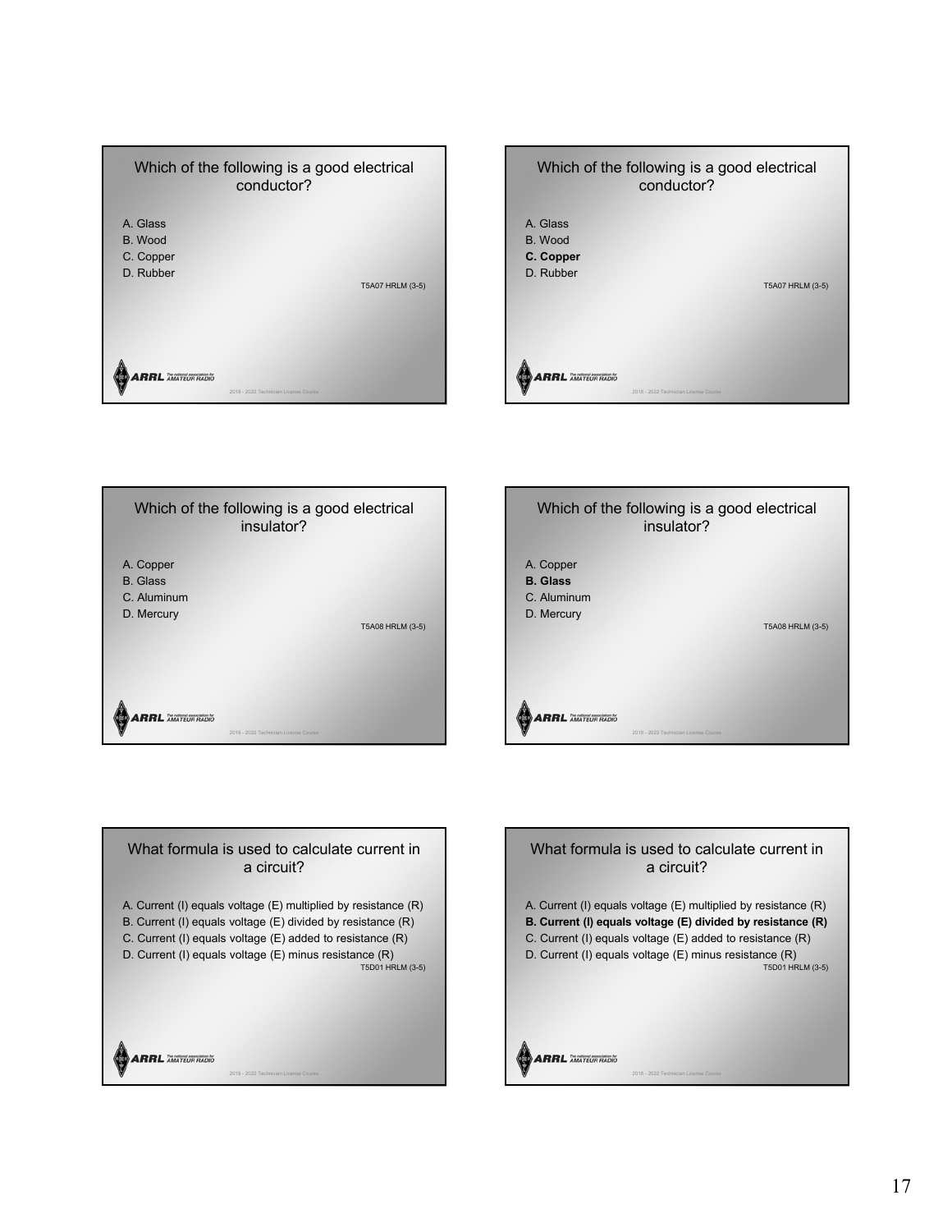## Which of the following is a good electrical conductor?

A. Glass
B. Wood
C. Copper
D. Rubber

T5A07 HRLM (3-5)

## Which of the following is a good electrical conductor?

A. Glass
B. Wood
**C. Copper**
D. Rubber

T5A07 HRLM (3-5)

## Which of the following is a good electrical insulator?

A. Copper
B. Glass
C. Aluminum
D. Mercury

T5A08 HRLM (3-5)

## Which of the following is a good electrical insulator?

A. Copper
**B. Glass**
C. Aluminum
D. Mercury

T5A08 HRLM (3-5)

## What formula is used to calculate current in a circuit?

A. Current (I) equals voltage (E) multiplied by resistance (R)
B. Current (I) equals voltage (E) divided by resistance (R)
C. Current (I) equals voltage (E) added to resistance (R)
D. Current (I) equals voltage (E) minus resistance (R)

T5D01 HRLM (3-5)

## What formula is used to calculate current in a circuit?

A. Current (I) equals voltage (E) multiplied by resistance (R)
**B. Current (I) equals voltage (E) divided by resistance (R)**
C. Current (I) equals voltage (E) added to resistance (R)
D. Current (I) equals voltage (E) minus resistance (R)

T5D01 HRLM (3-5)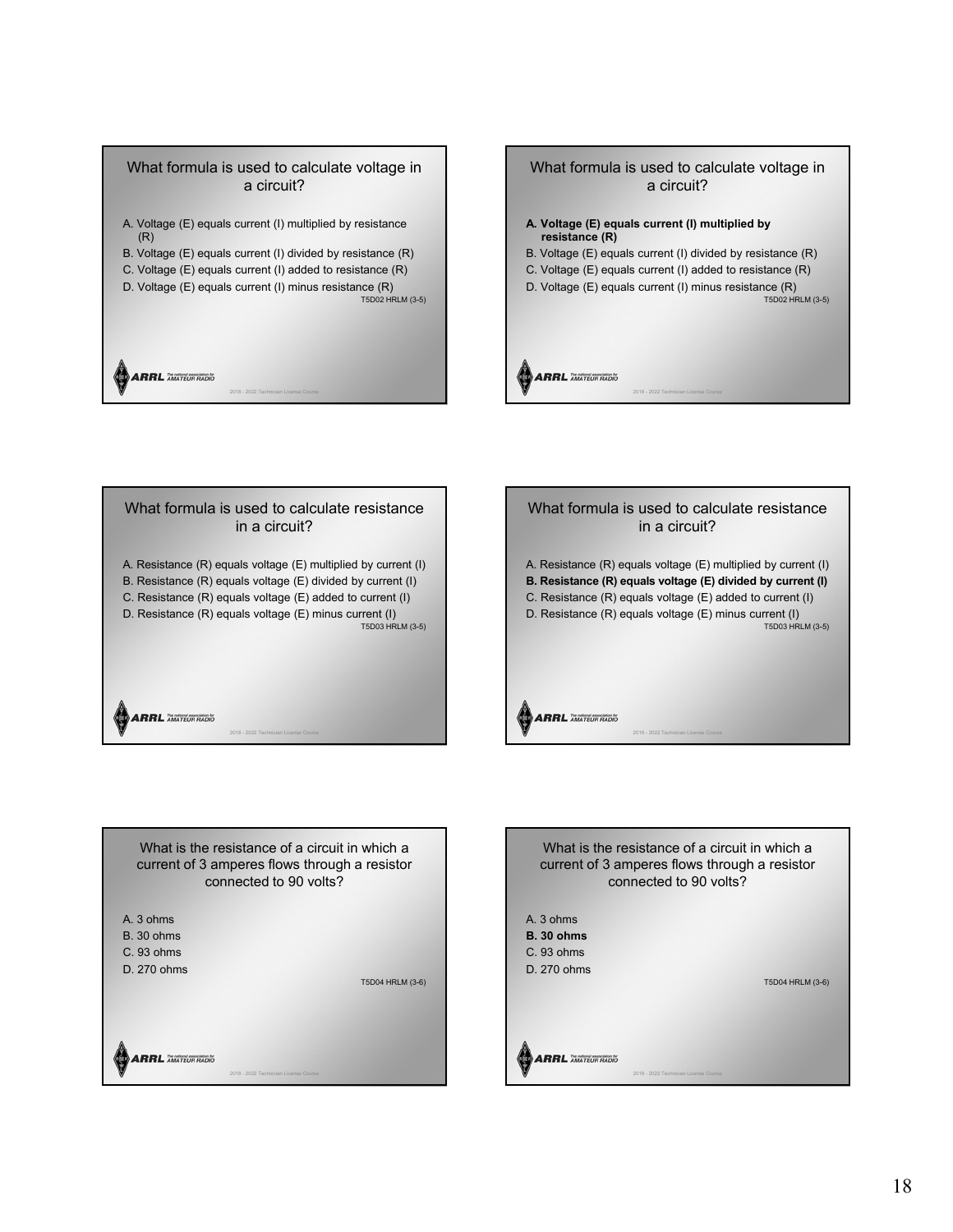What formula is used to calculate voltage in a circuit?

A. Voltage (E) equals current (I) multiplied by resistance (R)
B. Voltage (E) equals current (I) divided by resistance (R)
C. Voltage (E) equals current (I) added to resistance (R)
D. Voltage (E) equals current (I) minus resistance (R)

T5D02 HRLM (3-5)

What formula is used to calculate voltage in a circuit?

**A. Voltage (E) equals current (I) multiplied by resistance (R)**
B. Voltage (E) equals current (I) divided by resistance (R)
C. Voltage (E) equals current (I) added to resistance (R)
D. Voltage (E) equals current (I) minus resistance (R)

T5D02 HRLM (3-5)

What formula is used to calculate resistance in a circuit?

A. Resistance (R) equals voltage (E) multiplied by current (I)
B. Resistance (R) equals voltage (E) divided by current (I)
C. Resistance (R) equals voltage (E) added to current (I)
D. Resistance (R) equals voltage (E) minus current (I)

T5D03 HRLM (3-5)

What formula is used to calculate resistance in a circuit?

A. Resistance (R) equals voltage (E) multiplied by current (I)
**B. Resistance (R) equals voltage (E) divided by current (I)**
C. Resistance (R) equals voltage (E) added to current (I)
D. Resistance (R) equals voltage (E) minus current (I)

T5D03 HRLM (3-5)

What is the resistance of a circuit in which a current of 3 amperes flows through a resistor connected to 90 volts?

A. 3 ohms
B. 30 ohms
C. 93 ohms
D. 270 ohms

T5D04 HRLM (3-6)

What is the resistance of a circuit in which a current of 3 amperes flows through a resistor connected to 90 volts?

A. 3 ohms
**B. 30 ohms**
C. 93 ohms
D. 270 ohms

T5D04 HRLM (3-6)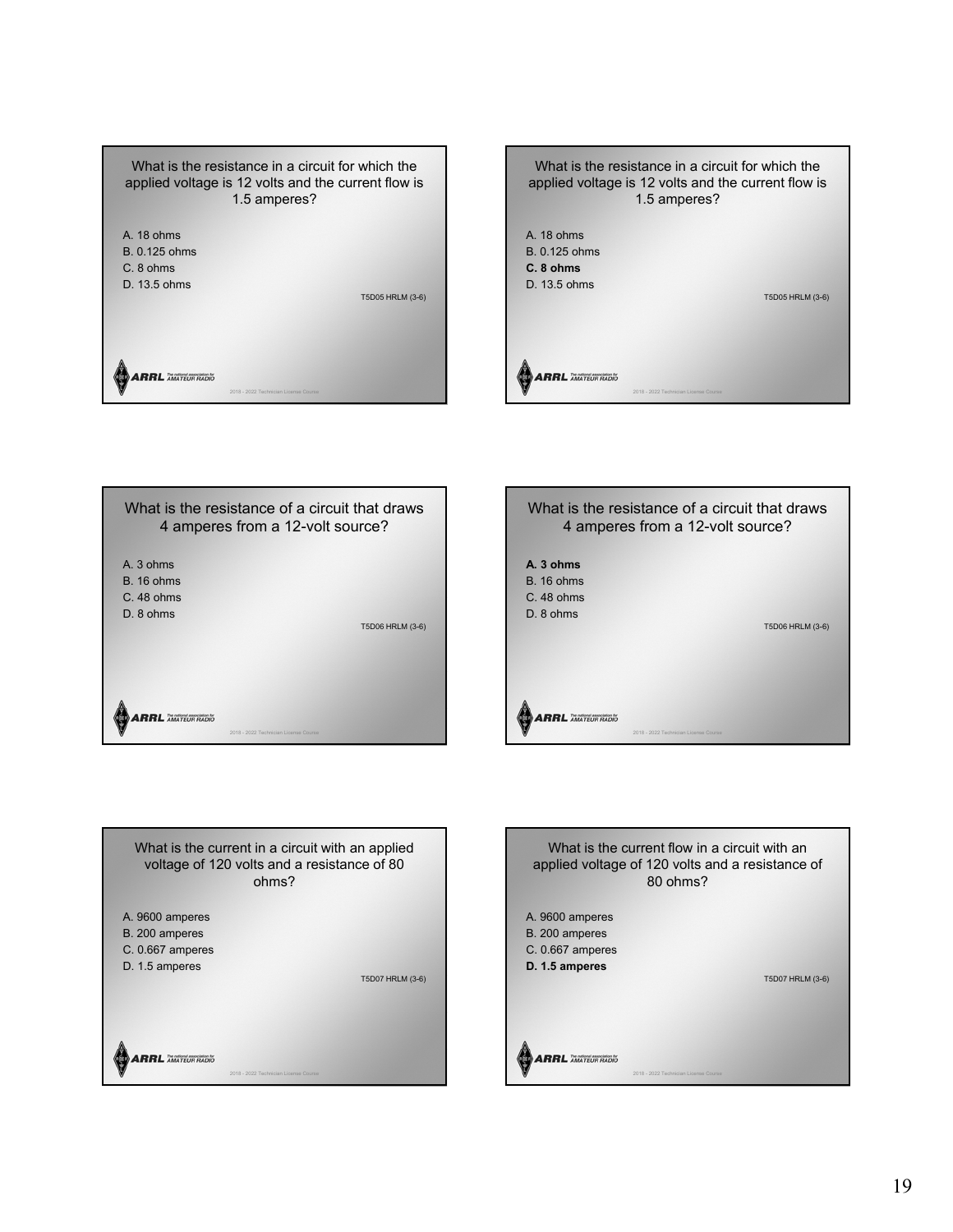What is the resistance in a circuit for which the applied voltage is 12 volts and the current flow is 1.5 amperes?

A. 18 ohms
B. 0.125 ohms
C. 8 ohms
D. 13.5 ohms

T5D05 HRLM (3-6)

ARRL The national association for AMATEUR RADIO

2018 - 2022 Technician License Course

What is the resistance in a circuit for which the applied voltage is 12 volts and the current flow is 1.5 amperes?

A. 18 ohms
B. 0.125 ohms
**C. 8 ohms**
D. 13.5 ohms

T5D05 HRLM (3-6)

ARRL The national association for AMATEUR RADIO

2018 - 2022 Technician License Course

What is the resistance of a circuit that draws 4 amperes from a 12-volt source?

A. 3 ohms
B. 16 ohms
C. 48 ohms
D. 8 ohms

T5D06 HRLM (3-6)

ARRL The national association for AMATEUR RADIO

2018 - 2022 Technician License Course

What is the resistance of a circuit that draws 4 amperes from a 12-volt source?

**A. 3 ohms**
B. 16 ohms
C. 48 ohms
D. 8 ohms

T5D06 HRLM (3-6)

ARRL The national association for AMATEUR RADIO

2018 - 2022 Technician License Course

What is the current in a circuit with an applied voltage of 120 volts and a resistance of 80 ohms?

A. 9600 amperes
B. 200 amperes
C. 0.667 amperes
D. 1.5 amperes

T5D07 HRLM (3-6)

ARRL The national association for AMATEUR RADIO

2018 - 2022 Technician License Course

What is the current flow in a circuit with an applied voltage of 120 volts and a resistance of 80 ohms?

A. 9600 amperes
B. 200 amperes
C. 0.667 amperes
**D. 1.5 amperes**

T5D07 HRLM (3-6)

ARRL The national association for AMATEUR RADIO

2018 - 2022 Technician License Course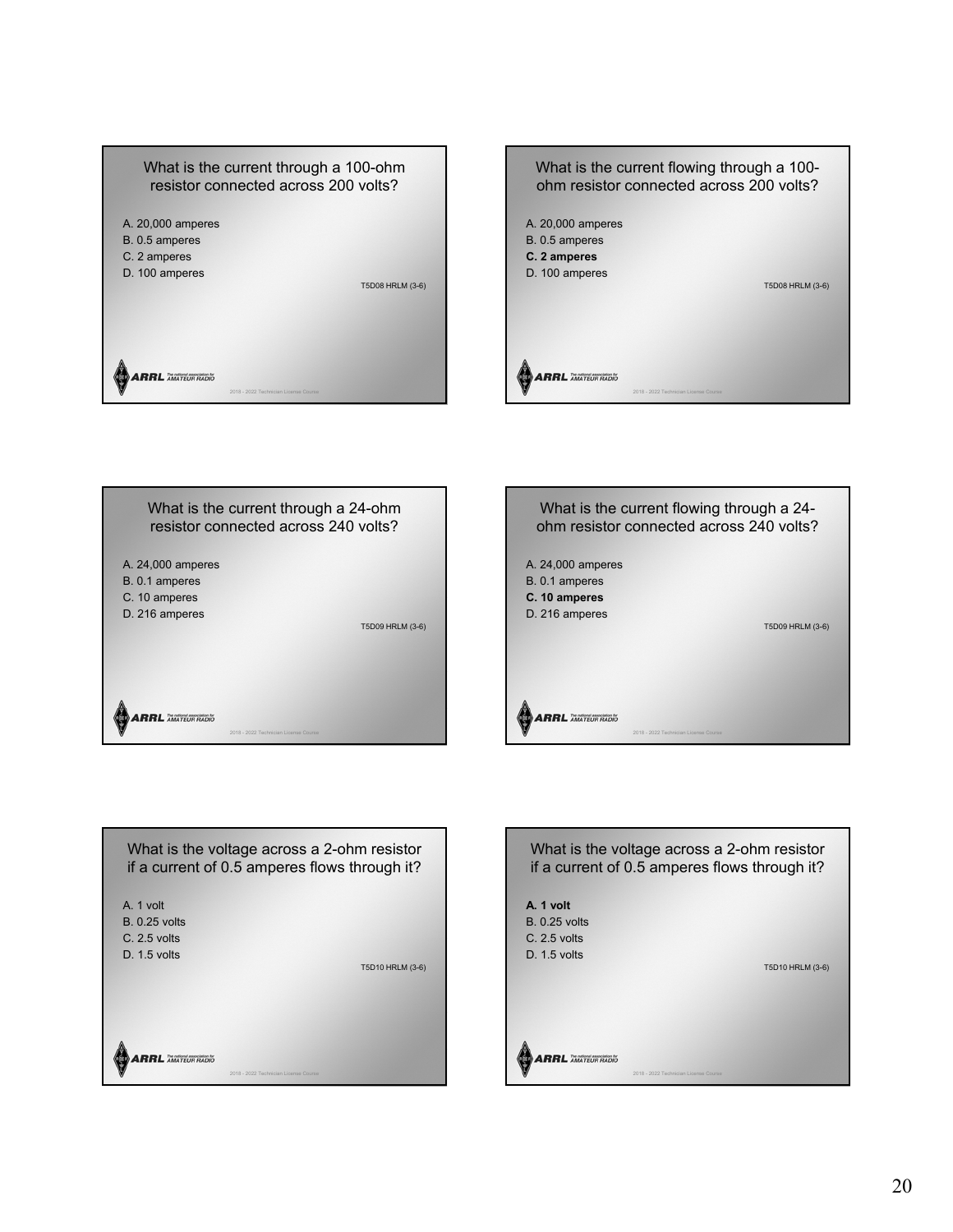What is the current through a 100-ohm resistor connected across 200 volts?

A. 20,000 amperes
B. 0.5 amperes
C. 2 amperes
D. 100 amperes

T5D08 HRLM (3-6)

ARRL The national association for AMATEUR RADIO

2018 - 2022 Technician License Course

What is the current flowing through a 100-ohm resistor connected across 200 volts?

A. 20,000 amperes
B. 0.5 amperes
**C. 2 amperes**
D. 100 amperes

T5D08 HRLM (3-6)

ARRL The national association for AMATEUR RADIO

2018 - 2022 Technician License Course

What is the current through a 24-ohm resistor connected across 240 volts?

A. 24,000 amperes
B. 0.1 amperes
C. 10 amperes
D. 216 amperes

T5D09 HRLM (3-6)

ARRL The national association for AMATEUR RADIO

2018 - 2022 Technician License Course

What is the current flowing through a 24-ohm resistor connected across 240 volts?

A. 24,000 amperes
B. 0.1 amperes
**C. 10 amperes**
D. 216 amperes

T5D09 HRLM (3-6)

ARRL The national association for AMATEUR RADIO

2018 - 2022 Technician License Course

What is the voltage across a 2-ohm resistor if a current of 0.5 amperes flows through it?

A. 1 volt
B. 0.25 volts
C. 2.5 volts
D. 1.5 volts

T5D10 HRLM (3-6)

ARRL The national association for AMATEUR RADIO

2018 - 2022 Technician License Course

What is the voltage across a 2-ohm resistor if a current of 0.5 amperes flows through it?

**A. 1 volt**
B. 0.25 volts
C. 2.5 volts
D. 1.5 volts

T5D10 HRLM (3-6)

ARRL The national association for AMATEUR RADIO

2018 - 2022 Technician License Course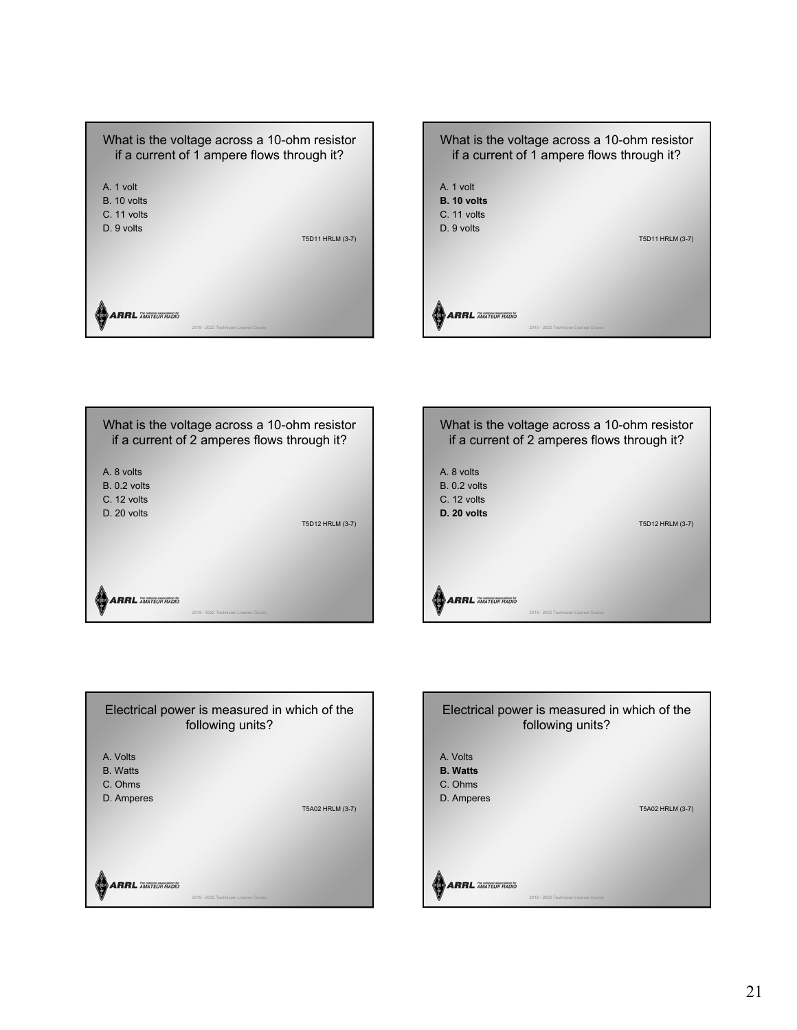What is the voltage across a 10-ohm resistor if a current of 1 ampere flows through it?

A. 1 volt
B. 10 volts
C. 11 volts
D. 9 volts

T5D11 HRLM (3-7)

What is the voltage across a 10-ohm resistor if a current of 1 ampere flows through it?

A. 1 volt
**B. 10 volts**
C. 11 volts
D. 9 volts

T5D11 HRLM (3-7)

What is the voltage across a 10-ohm resistor if a current of 2 amperes flows through it?

A. 8 volts
B. 0.2 volts
C. 12 volts
D. 20 volts

T5D12 HRLM (3-7)

What is the voltage across a 10-ohm resistor if a current of 2 amperes flows through it?

A. 8 volts
B. 0.2 volts
C. 12 volts
**D. 20 volts**

T5D12 HRLM (3-7)

Electrical power is measured in which of the following units?

A. Volts
B. Watts
C. Ohms
D. Amperes

T5A02 HRLM (3-7)

Electrical power is measured in which of the following units?

A. Volts
**B. Watts**
C. Ohms
D. Amperes

T5A02 HRLM (3-7)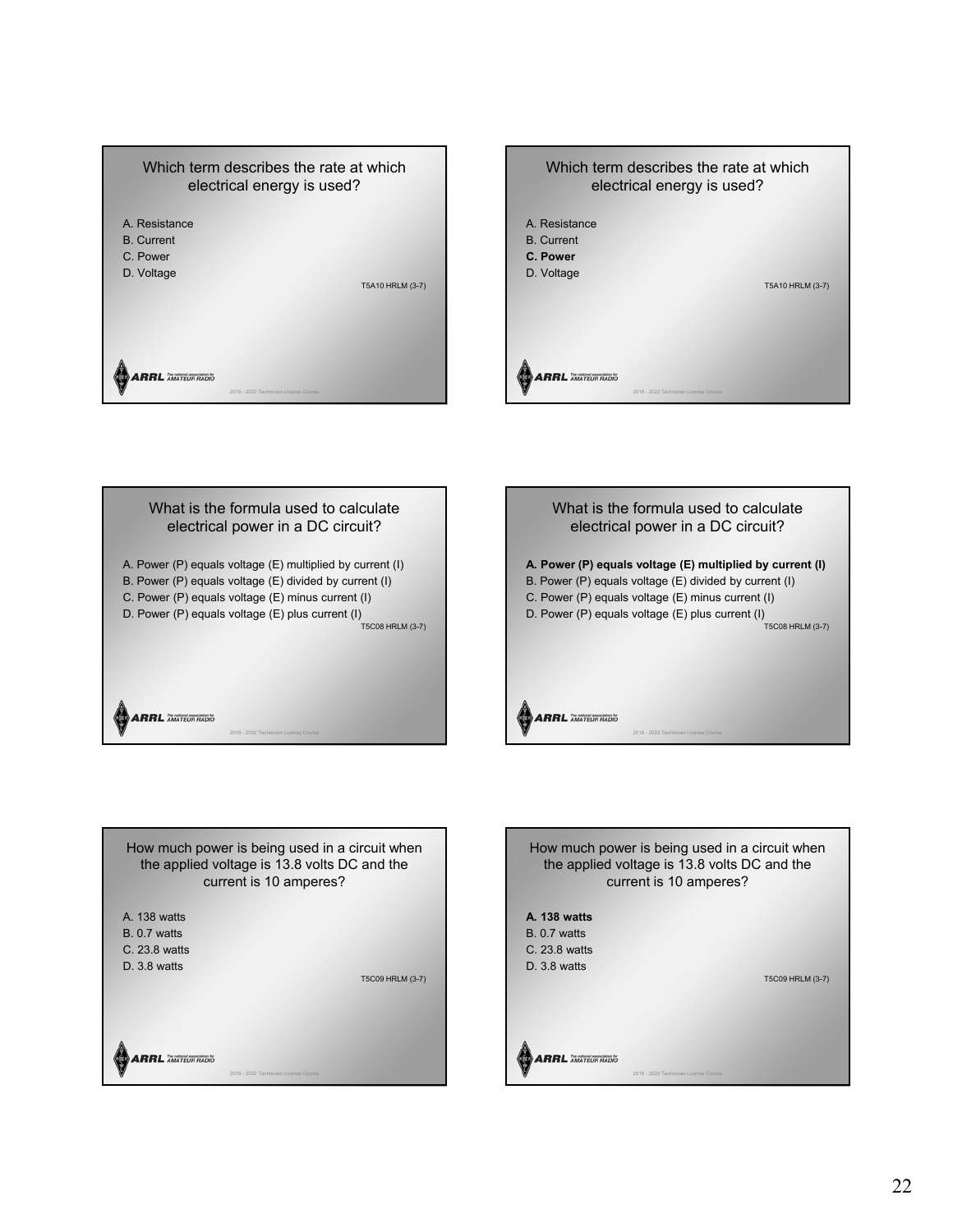Which term describes the rate at which electrical energy is used?

A. Resistance
B. Current
C. Power
D. Voltage

T5A10 HRLM (3-7)

2018 - 2022 Technician License Course

Which term describes the rate at which electrical energy is used?

A. Resistance
B. Current
**C. Power**
D. Voltage

T5A10 HRLM (3-7)

2018 - 2022 Technician License Course

What is the formula used to calculate electrical power in a DC circuit?

A. Power (P) equals voltage (E) multiplied by current (I)
B. Power (P) equals voltage (E) divided by current (I)
C. Power (P) equals voltage (E) minus current (I)
D. Power (P) equals voltage (E) plus current (I)

T5C08 HRLM (3-7)

2018 - 2022 Technician License Course

What is the formula used to calculate electrical power in a DC circuit?

**A. Power (P) equals voltage (E) multiplied by current (I)**
B. Power (P) equals voltage (E) divided by current (I)
C. Power (P) equals voltage (E) minus current (I)
D. Power (P) equals voltage (E) plus current (I)

T5C08 HRLM (3-7)

2018 - 2022 Technician License Course

How much power is being used in a circuit when the applied voltage is 13.8 volts DC and the current is 10 amperes?

A. 138 watts
B. 0.7 watts
C. 23.8 watts
D. 3.8 watts

T5C09 HRLM (3-7)

2018 - 2022 Technician License Course

How much power is being used in a circuit when the applied voltage is 13.8 volts DC and the current is 10 amperes?

**A. 138 watts**
B. 0.7 watts
C. 23.8 watts
D. 3.8 watts

T5C09 HRLM (3-7)

2018 - 2022 Technician License Course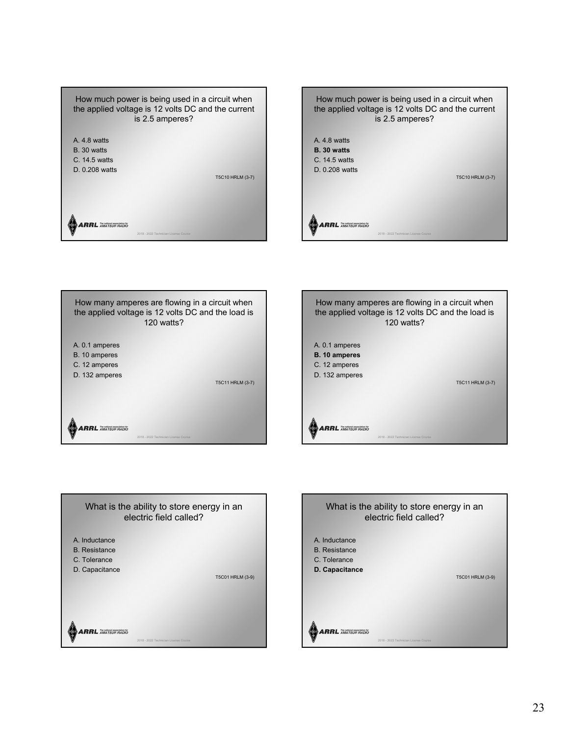How much power is being used in a circuit when the applied voltage is 12 volts DC and the current is 2.5 amperes?

A. 4.8 watts
B. 30 watts
C. 14.5 watts
D. 0.208 watts

T5C10 HRLM (3-7)

How much power is being used in a circuit when the applied voltage is 12 volts DC and the current is 2.5 amperes?

A. 4.8 watts
**B. 30 watts**
C. 14.5 watts
D. 0.208 watts

T5C10 HRLM (3-7)

How many amperes are flowing in a circuit when the applied voltage is 12 volts DC and the load is 120 watts?

A. 0.1 amperes
B. 10 amperes
C. 12 amperes
D. 132 amperes

T5C11 HRLM (3-7)

How many amperes are flowing in a circuit when the applied voltage is 12 volts DC and the load is 120 watts?

A. 0.1 amperes
**B. 10 amperes**
C. 12 amperes
D. 132 amperes

T5C11 HRLM (3-7)

What is the ability to store energy in an electric field called?

A. Inductance
B. Resistance
C. Tolerance
D. Capacitance

T5C01 HRLM (3-9)

What is the ability to store energy in an electric field called?

A. Inductance
B. Resistance
C. Tolerance
**D. Capacitance**

T5C01 HRLM (3-9)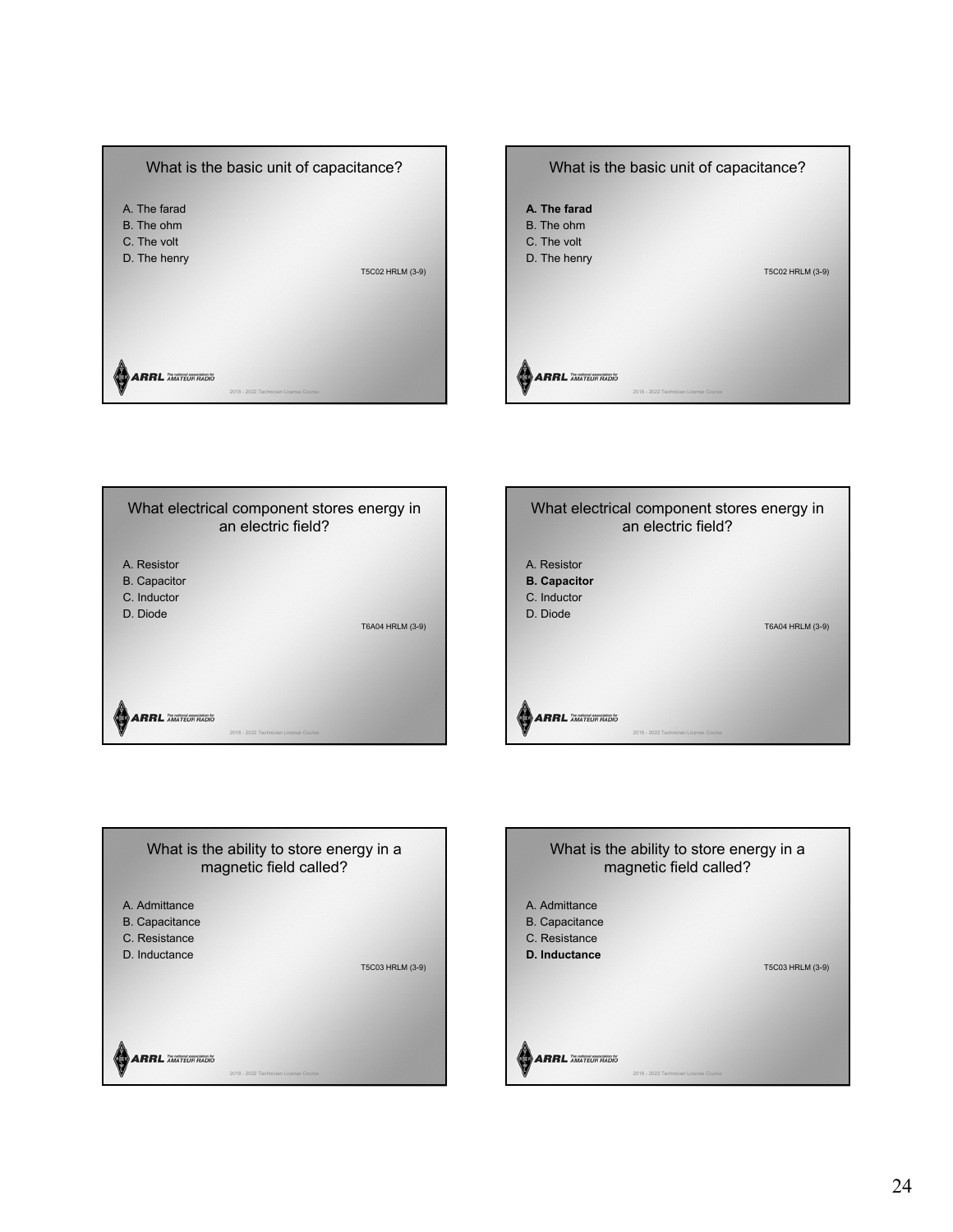What is the basic unit of capacitance?

A. The farad
B. The ohm
C. The volt
D. The henry

T5C02 HRLM (3-9)

What is the basic unit of capacitance?

**A. The farad**
B. The ohm
C. The volt
D. The henry

T5C02 HRLM (3-9)

What electrical component stores energy in an electric field?

A. Resistor
B. Capacitor
C. Inductor
D. Diode

T6A04 HRLM (3-9)

What electrical component stores energy in an electric field?

A. Resistor
**B. Capacitor**
C. Inductor
D. Diode

T6A04 HRLM (3-9)

What is the ability to store energy in a magnetic field called?

A. Admittance
B. Capacitance
C. Resistance
D. Inductance

T5C03 HRLM (3-9)

What is the ability to store energy in a magnetic field called?

A. Admittance
B. Capacitance
C. Resistance
**D. Inductance**

T5C03 HRLM (3-9)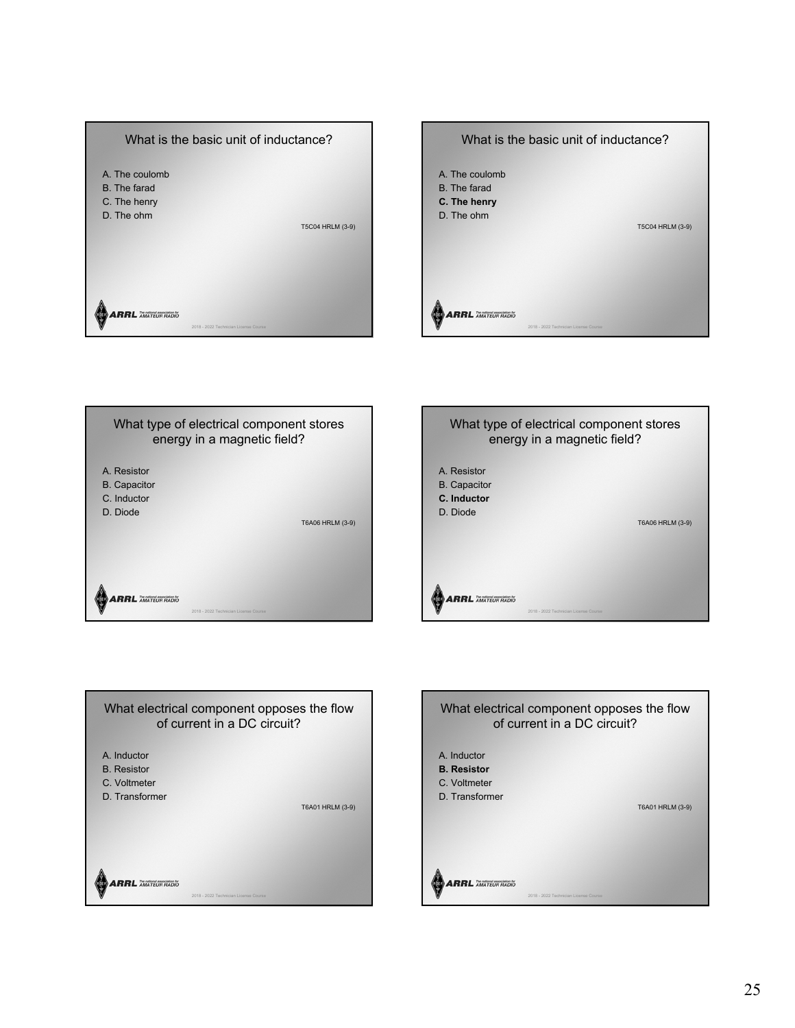## What is the basic unit of inductance?

A. The coulomb
B. The farad
C. The henry
D. The ohm

T5C04 HRLM (3-9)

## What is the basic unit of inductance?

A. The coulomb
B. The farad
**C. The henry**
D. The ohm

T5C04 HRLM (3-9)

## What type of electrical component stores energy in a magnetic field?

A. Resistor
B. Capacitor
C. Inductor
D. Diode

T6A06 HRLM (3-9)

## What type of electrical component stores energy in a magnetic field?

A. Resistor
B. Capacitor
**C. Inductor**
D. Diode

T6A06 HRLM (3-9)

## What electrical component opposes the flow of current in a DC circuit?

A. Inductor
B. Resistor
C. Voltmeter
D. Transformer

T6A01 HRLM (3-9)

## What electrical component opposes the flow of current in a DC circuit?

A. Inductor
**B. Resistor**
C. Voltmeter
D. Transformer

T6A01 HRLM (3-9)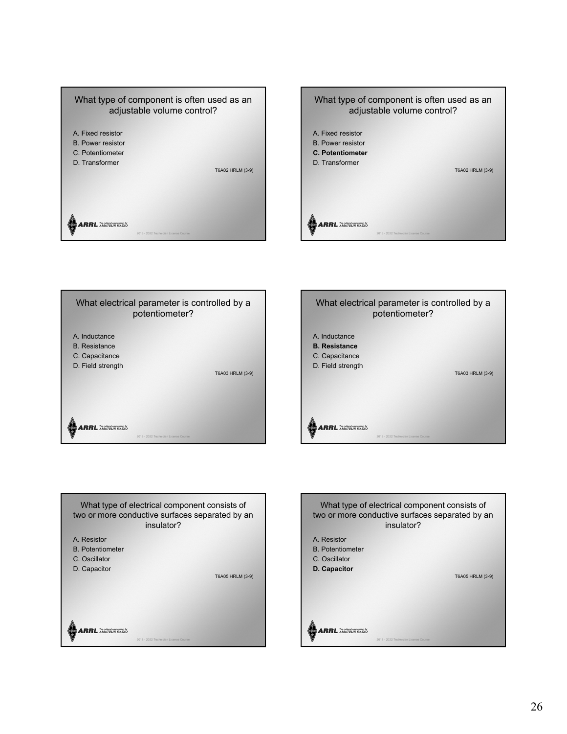What type of component is often used as an adjustable volume control?

A. Fixed resistor
B. Power resistor
C. Potentiometer
D. Transformer

T6A02 HRLM (3-9)

What type of component is often used as an adjustable volume control?

A. Fixed resistor
B. Power resistor
**C. Potentiometer**
D. Transformer

T6A02 HRLM (3-9)

What electrical parameter is controlled by a potentiometer?

A. Inductance
B. Resistance
C. Capacitance
D. Field strength

T6A03 HRLM (3-9)

What electrical parameter is controlled by a potentiometer?

A. Inductance
**B. Resistance**
C. Capacitance
D. Field strength

T6A03 HRLM (3-9)

What type of electrical component consists of two or more conductive surfaces separated by an insulator?

A. Resistor
B. Potentiometer
C. Oscillator
D. Capacitor

T6A05 HRLM (3-9)

What type of electrical component consists of two or more conductive surfaces separated by an insulator?

A. Resistor
B. Potentiometer
C. Oscillator
**D. Capacitor**

T6A05 HRLM (3-9)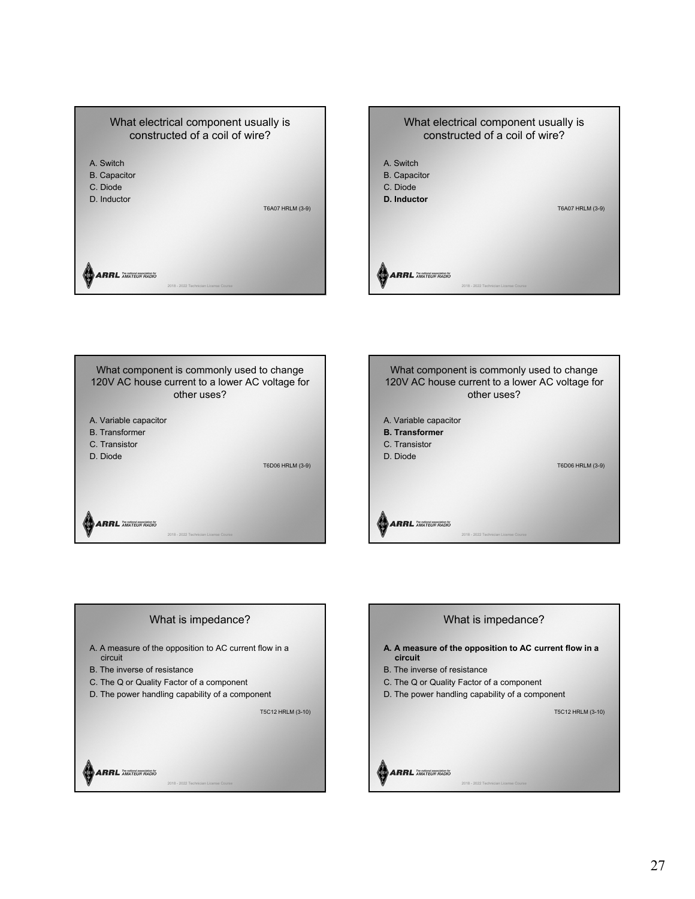What electrical component usually is constructed of a coil of wire?

A. Switch
B. Capacitor
C. Diode
D. Inductor

T6A07 HRLM (3-9)

ARRL The national association for AMATEUR RADIO

2018 - 2022 Technician License Course

What electrical component usually is constructed of a coil of wire?

A. Switch
B. Capacitor
C. Diode
**D. Inductor**

T6A07 HRLM (3-9)

ARRL The national association for AMATEUR RADIO

2018 - 2022 Technician License Course

What component is commonly used to change 120V AC house current to a lower AC voltage for other uses?

A. Variable capacitor
B. Transformer
C. Transistor
D. Diode

T6D06 HRLM (3-9)

ARRL The national association for AMATEUR RADIO

2018 - 2022 Technician License Course

What component is commonly used to change 120V AC house current to a lower AC voltage for other uses?

A. Variable capacitor
**B. Transformer**
C. Transistor
D. Diode

T6D06 HRLM (3-9)

ARRL The national association for AMATEUR RADIO

2018 - 2022 Technician License Course

What is impedance?

A. A measure of the opposition to AC current flow in a circuit
B. The inverse of resistance
C. The Q or Quality Factor of a component
D. The power handling capability of a component

T5C12 HRLM (3-10)

ARRL The national association for AMATEUR RADIO

2018 - 2022 Technician License Course

What is impedance?

**A. A measure of the opposition to AC current flow in a circuit**
B. The inverse of resistance
C. The Q or Quality Factor of a component
D. The power handling capability of a component

T5C12 HRLM (3-10)

ARRL The national association for AMATEUR RADIO

2018 - 2022 Technician License Course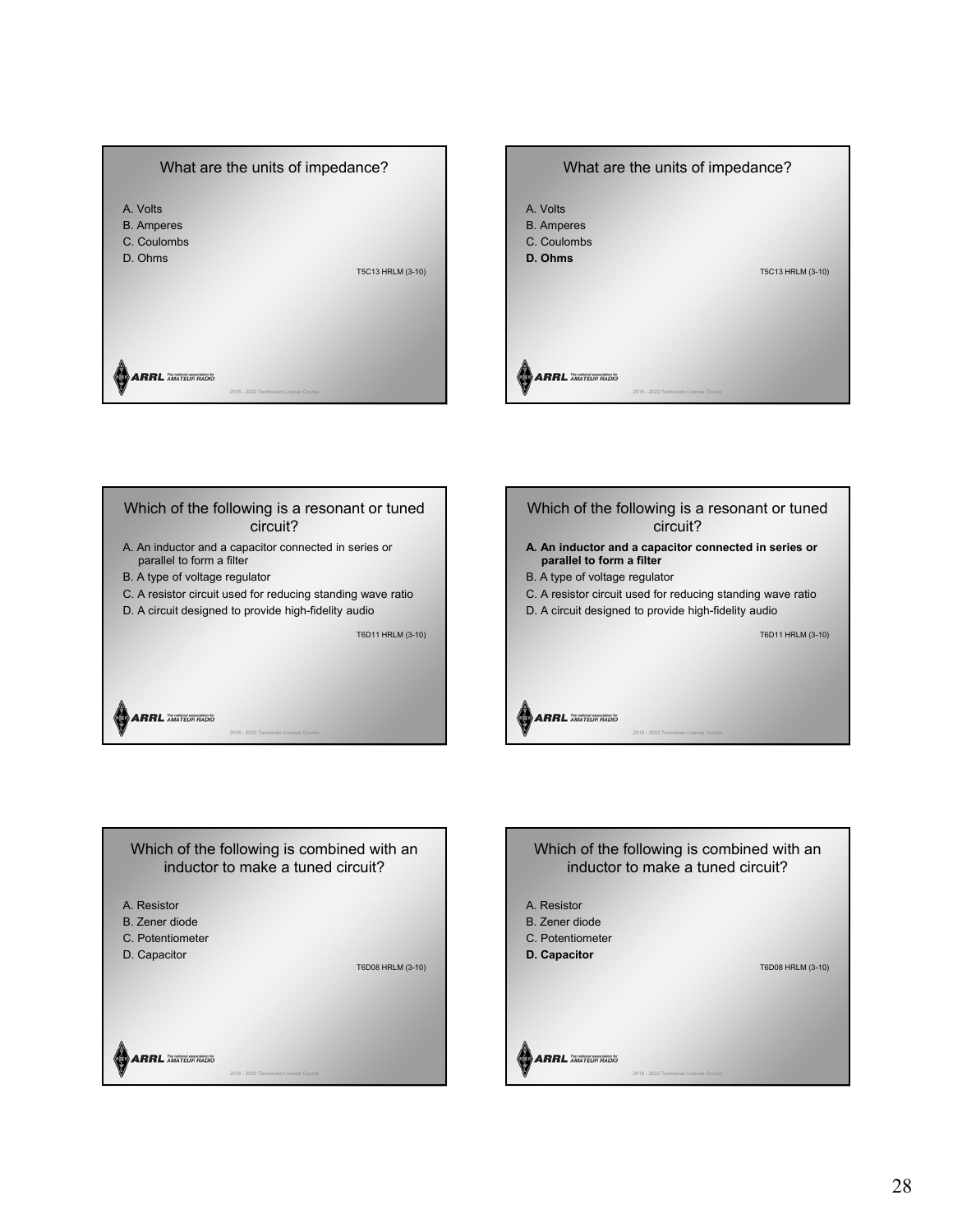## What are the units of impedance?

A. Volts
B. Amperes
C. Coulombs
D. Ohms

T5C13 HRLM (3-10)

## What are the units of impedance?

A. Volts
B. Amperes
C. Coulombs
**D. Ohms**

T5C13 HRLM (3-10)

## Which of the following is a resonant or tuned circuit?

A. An inductor and a capacitor connected in series or parallel to form a filter
B. A type of voltage regulator
C. A resistor circuit used for reducing standing wave ratio
D. A circuit designed to provide high-fidelity audio

T6D11 HRLM (3-10)

## Which of the following is a resonant or tuned circuit?

**A. An inductor and a capacitor connected in series or parallel to form a filter**
B. A type of voltage regulator
C. A resistor circuit used for reducing standing wave ratio
D. A circuit designed to provide high-fidelity audio

T6D11 HRLM (3-10)

## Which of the following is combined with an inductor to make a tuned circuit?

A. Resistor
B. Zener diode
C. Potentiometer
D. Capacitor

T6D08 HRLM (3-10)

## Which of the following is combined with an inductor to make a tuned circuit?

A. Resistor
B. Zener diode
C. Potentiometer
**D. Capacitor**

T6D08 HRLM (3-10)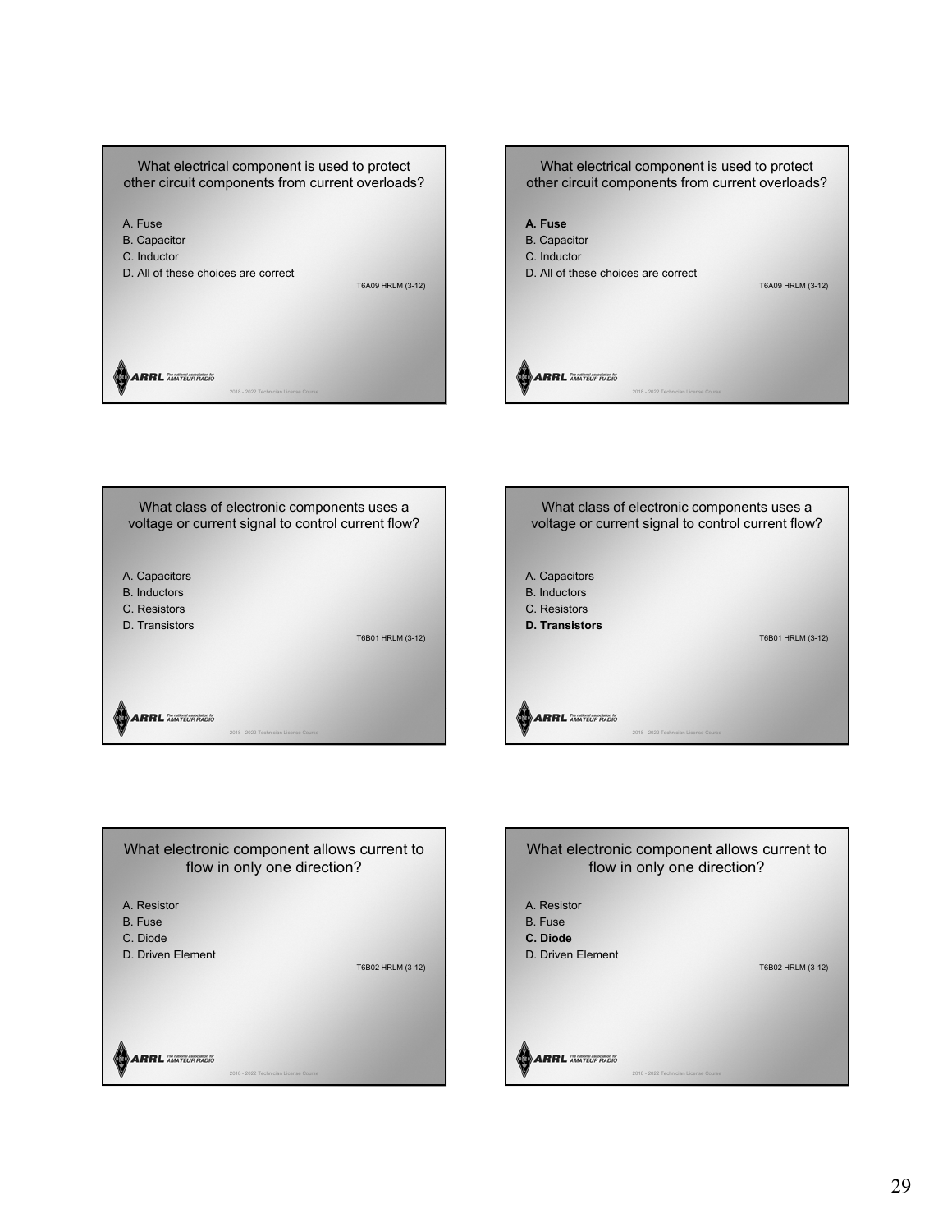What electrical component is used to protect other circuit components from current overloads?

A. Fuse
B. Capacitor
C. Inductor
D. All of these choices are correct

T6A09 HRLM (3-12)

What electrical component is used to protect other circuit components from current overloads?

**A. Fuse**
B. Capacitor
C. Inductor
D. All of these choices are correct

T6A09 HRLM (3-12)

What class of electronic components uses a voltage or current signal to control current flow?

A. Capacitors
B. Inductors
C. Resistors
D. Transistors

T6B01 HRLM (3-12)

What class of electronic components uses a voltage or current signal to control current flow?

A. Capacitors
B. Inductors
C. Resistors
**D. Transistors**

T6B01 HRLM (3-12)

What electronic component allows current to flow in only one direction?

A. Resistor
B. Fuse
C. Diode
D. Driven Element

T6B02 HRLM (3-12)

What electronic component allows current to flow in only one direction?

A. Resistor
B. Fuse
**C. Diode**
D. Driven Element

T6B02 HRLM (3-12)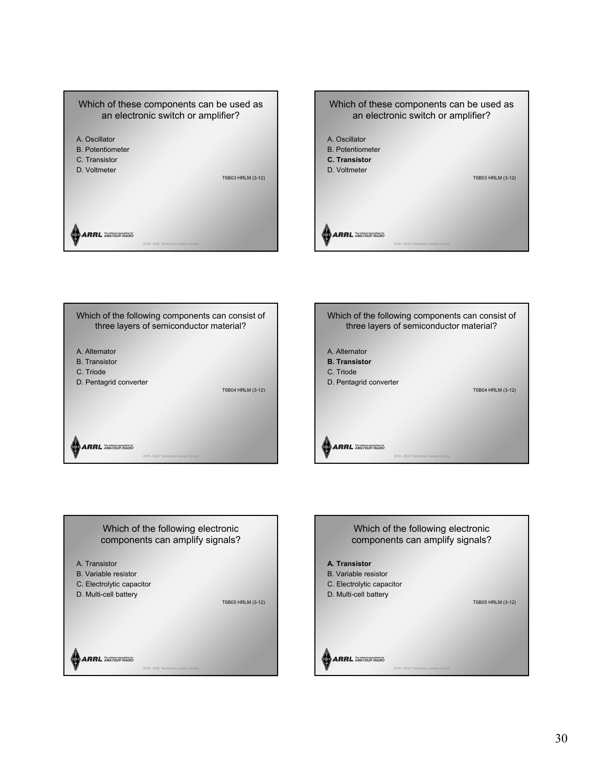Which of these components can be used as an electronic switch or amplifier?

A. Oscillator
B. Potentiometer
C. Transistor
D. Voltmeter

T6B03 HRLM (3-12)

ARRL The national association for AMATEUR RADIO

2018 - 2022 Technician License Course

Which of these components can be used as an electronic switch or amplifier?

A. Oscillator
B. Potentiometer
**C. Transistor**
D. Voltmeter

T6B03 HRLM (3-12)

ARRL The national association for AMATEUR RADIO

2018 - 2022 Technician License Course

Which of the following components can consist of three layers of semiconductor material?

A. Alternator
B. Transistor
C. Triode
D. Pentagrid converter

T6B04 HRLM (3-12)

ARRL The national association for AMATEUR RADIO

2018 - 2022 Technician License Course

Which of the following components can consist of three layers of semiconductor material?

A. Alternator
**B. Transistor**
C. Triode
D. Pentagrid converter

T6B04 HRLM (3-12)

ARRL The national association for AMATEUR RADIO

2018 - 2022 Technician License Course

Which of the following electronic components can amplify signals?

A. Transistor
B. Variable resistor
C. Electrolytic capacitor
D. Multi-cell battery

T6B05 HRLM (3-12)

ARRL The national association for AMATEUR RADIO

2018 - 2022 Technician License Course

Which of the following electronic components can amplify signals?

**A. Transistor**
B. Variable resistor
C. Electrolytic capacitor
D. Multi-cell battery

T6B05 HRLM (3-12)

ARRL The national association for AMATEUR RADIO

2018 - 2022 Technician License Course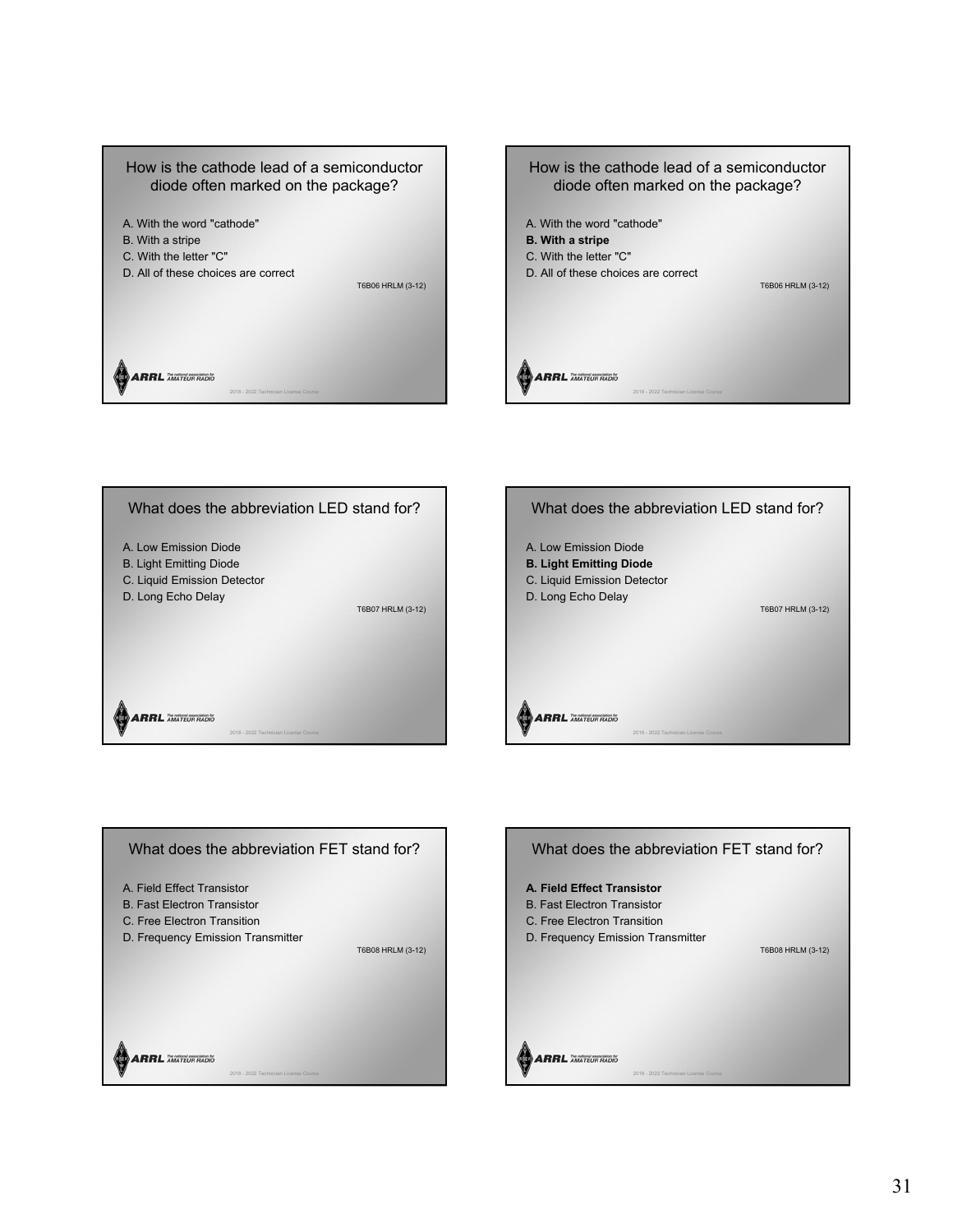## How is the cathode lead of a semiconductor diode often marked on the package?

A. With the word "cathode"
B. With a stripe
C. With the letter "C"
D. All of these choices are correct

T6B06 HRLM (3-12)

## How is the cathode lead of a semiconductor diode often marked on the package?

A. With the word "cathode"
**B. With a stripe**
C. With the letter "C"
D. All of these choices are correct

T6B06 HRLM (3-12)

## What does the abbreviation LED stand for?

A. Low Emission Diode
B. Light Emitting Diode
C. Liquid Emission Detector
D. Long Echo Delay

T6B07 HRLM (3-12)

## What does the abbreviation LED stand for?

A. Low Emission Diode
**B. Light Emitting Diode**
C. Liquid Emission Detector
D. Long Echo Delay

T6B07 HRLM (3-12)

## What does the abbreviation FET stand for?

A. Field Effect Transistor
B. Fast Electron Transistor
C. Free Electron Transition
D. Frequency Emission Transmitter

T6B08 HRLM (3-12)

## What does the abbreviation FET stand for?

**A. Field Effect Transistor**
B. Fast Electron Transistor
C. Free Electron Transition
D. Frequency Emission Transmitter

T6B08 HRLM (3-12)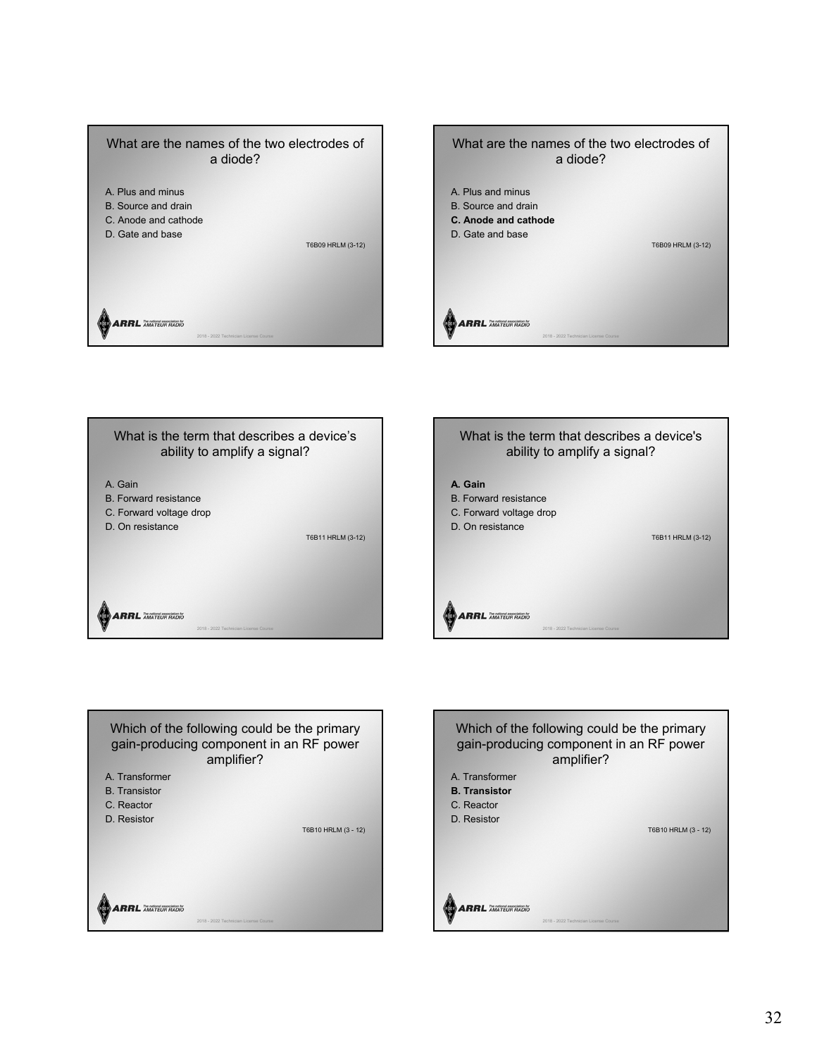What are the names of the two electrodes of a diode?

A. Plus and minus
B. Source and drain
C. Anode and cathode
D. Gate and base

T6B09 HRLM (3-12)

What are the names of the two electrodes of a diode?

A. Plus and minus
B. Source and drain
**C. Anode and cathode**
D. Gate and base

T6B09 HRLM (3-12)

What is the term that describes a device's ability to amplify a signal?

A. Gain
B. Forward resistance
C. Forward voltage drop
D. On resistance

T6B11 HRLM (3-12)

What is the term that describes a device's ability to amplify a signal?

**A. Gain**
B. Forward resistance
C. Forward voltage drop
D. On resistance

T6B11 HRLM (3-12)

Which of the following could be the primary gain-producing component in an RF power amplifier?

A. Transformer
B. Transistor
C. Reactor
D. Resistor

T6B10 HRLM (3 - 12)

Which of the following could be the primary gain-producing component in an RF power amplifier?

A. Transformer
**B. Transistor**
C. Reactor
D. Resistor

T6B10 HRLM (3 - 12)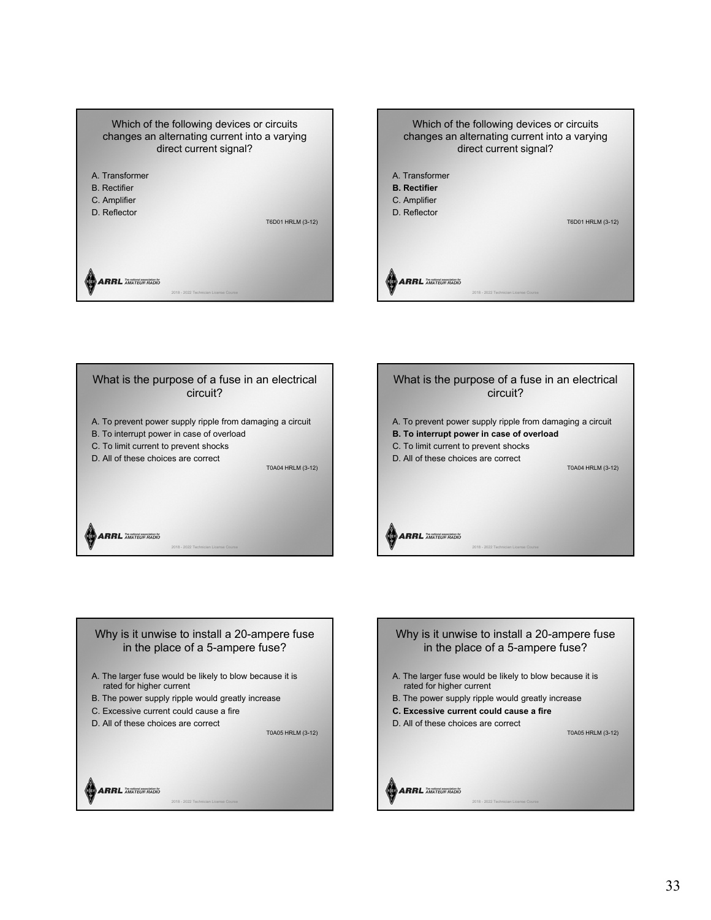Which of the following devices or circuits changes an alternating current into a varying direct current signal?

A. Transformer
B. Rectifier
C. Amplifier
D. Reflector

T6D01 HRLM (3-12)

Which of the following devices or circuits changes an alternating current into a varying direct current signal?

A. Transformer
**B. Rectifier**
C. Amplifier
D. Reflector

T6D01 HRLM (3-12)

What is the purpose of a fuse in an electrical circuit?

A. To prevent power supply ripple from damaging a circuit
B. To interrupt power in case of overload
C. To limit current to prevent shocks
D. All of these choices are correct

T0A04 HRLM (3-12)

What is the purpose of a fuse in an electrical circuit?

A. To prevent power supply ripple from damaging a circuit
**B. To interrupt power in case of overload**
C. To limit current to prevent shocks
D. All of these choices are correct

T0A04 HRLM (3-12)

Why is it unwise to install a 20-ampere fuse in the place of a 5-ampere fuse?

A. The larger fuse would be likely to blow because it is rated for higher current
B. The power supply ripple would greatly increase
C. Excessive current could cause a fire
D. All of these choices are correct

T0A05 HRLM (3-12)

Why is it unwise to install a 20-ampere fuse in the place of a 5-ampere fuse?

A. The larger fuse would be likely to blow because it is rated for higher current
B. The power supply ripple would greatly increase
**C. Excessive current could cause a fire**
D. All of these choices are correct

T0A05 HRLM (3-12)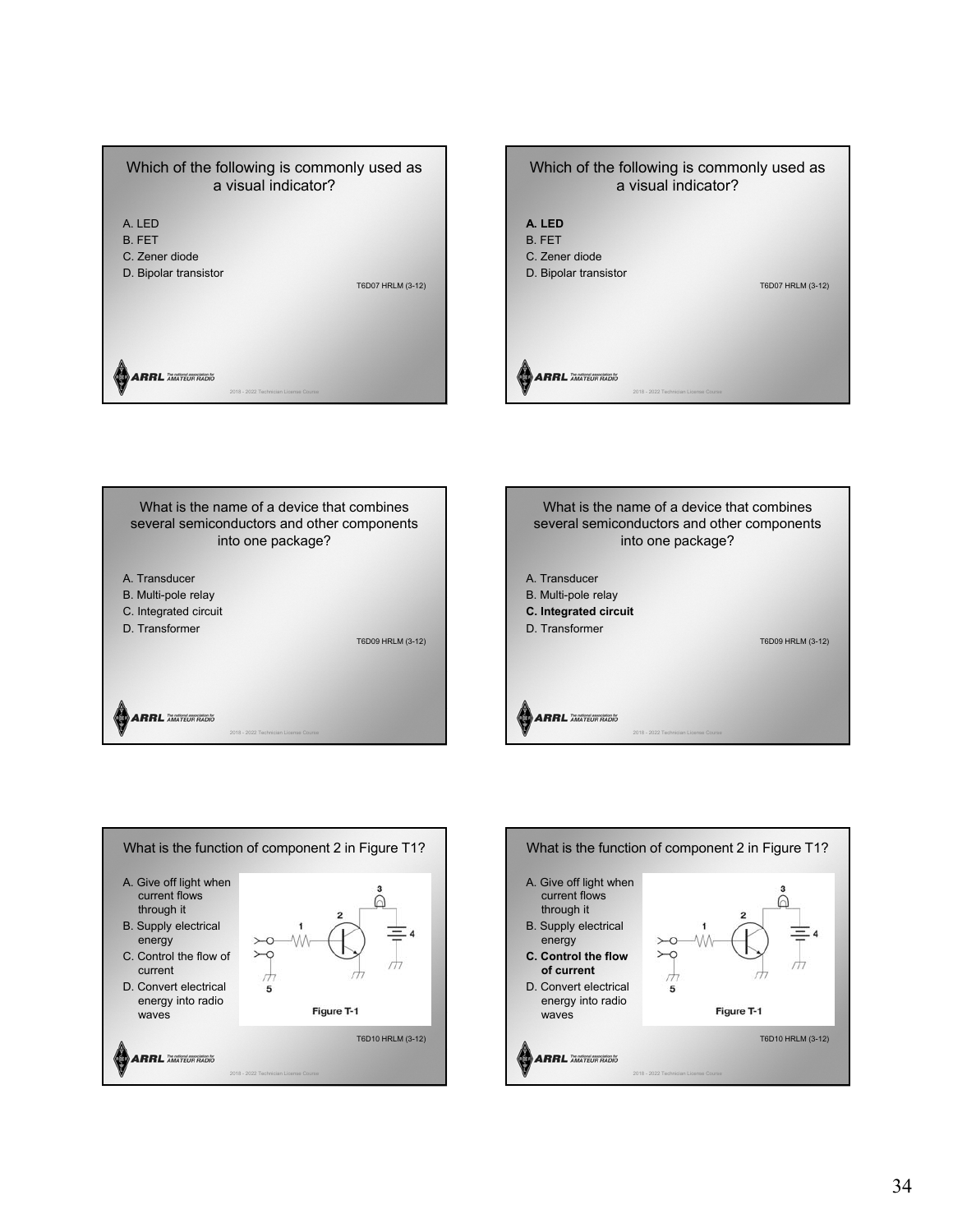Which of the following is commonly used as a visual indicator?

A. LED
B. FET
C. Zener diode
D. Bipolar transistor

T6D07 HRLM (3-12)

Which of the following is commonly used as a visual indicator?

**A. LED**
B. FET
C. Zener diode
D. Bipolar transistor

T6D07 HRLM (3-12)

What is the name of a device that combines several semiconductors and other components into one package?

A. Transducer
B. Multi-pole relay
C. Integrated circuit
D. Transformer

T6D09 HRLM (3-12)

What is the name of a device that combines several semiconductors and other components into one package?

A. Transducer
B. Multi-pole relay
**C. Integrated circuit**
D. Transformer

T6D09 HRLM (3-12)

What is the function of component 2 in Figure T1?

A. Give off light when current flows through it
B. Supply electrical energy
C. Control the flow of current
D. Convert electrical energy into radio waves

Figure T-1

T6D10 HRLM (3-12)

What is the function of component 2 in Figure T1?

A. Give off light when current flows through it
B. Supply electrical energy
**C. Control the flow of current**
D. Convert electrical energy into radio waves

Figure T-1

T6D10 HRLM (3-12)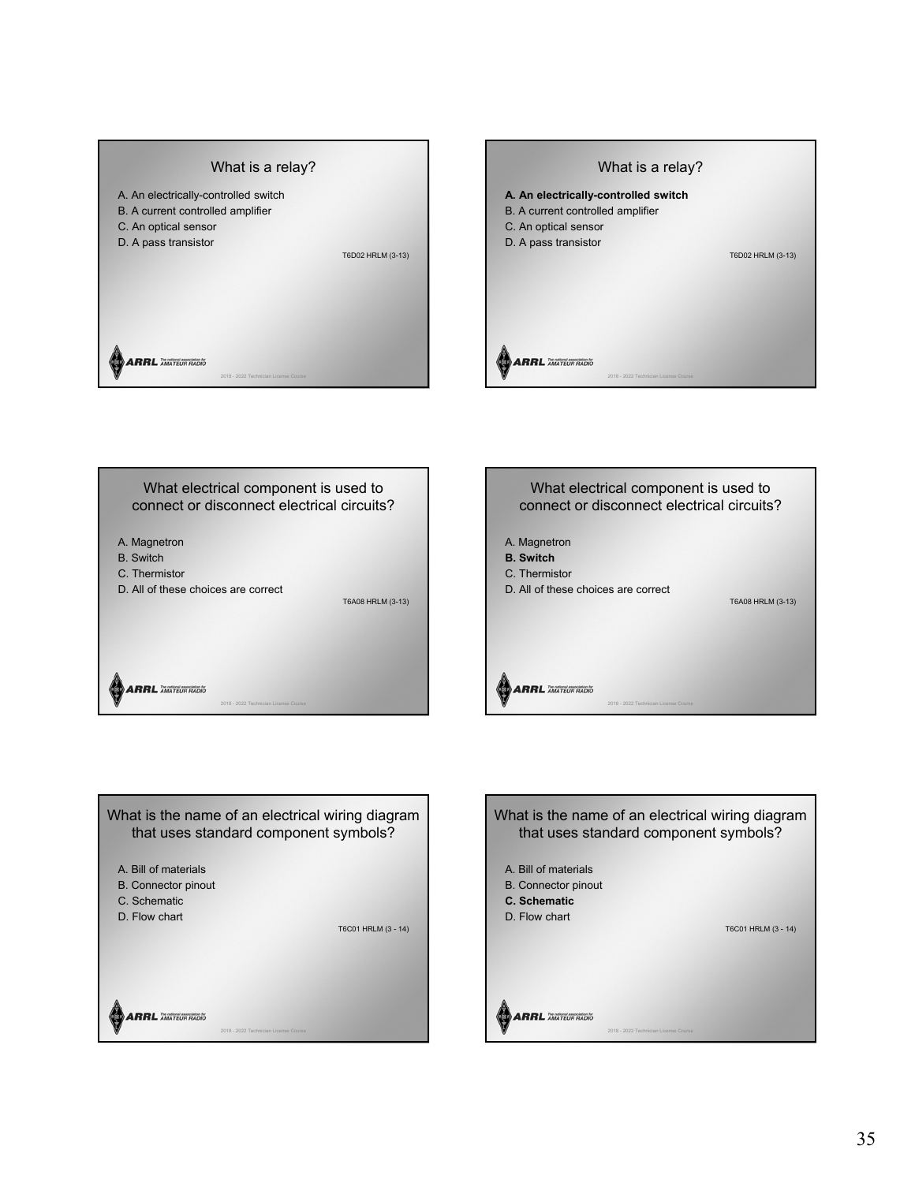## What is a relay?

A. An electrically-controlled switch
B. A current controlled amplifier
C. An optical sensor
D. A pass transistor

T6D02 HRLM (3-13)

## What is a relay?

**A. An electrically-controlled switch**
B. A current controlled amplifier
C. An optical sensor
D. A pass transistor

T6D02 HRLM (3-13)

## What electrical component is used to connect or disconnect electrical circuits?

A. Magnetron
B. Switch
C. Thermistor
D. All of these choices are correct

T6A08 HRLM (3-13)

## What electrical component is used to connect or disconnect electrical circuits?

A. Magnetron
**B. Switch**
C. Thermistor
D. All of these choices are correct

T6A08 HRLM (3-13)

## What is the name of an electrical wiring diagram that uses standard component symbols?

A. Bill of materials
B. Connector pinout
C. Schematic
D. Flow chart

T6C01 HRLM (3 - 14)

## What is the name of an electrical wiring diagram that uses standard component symbols?

A. Bill of materials
B. Connector pinout
**C. Schematic**
D. Flow chart

T6C01 HRLM (3 - 14)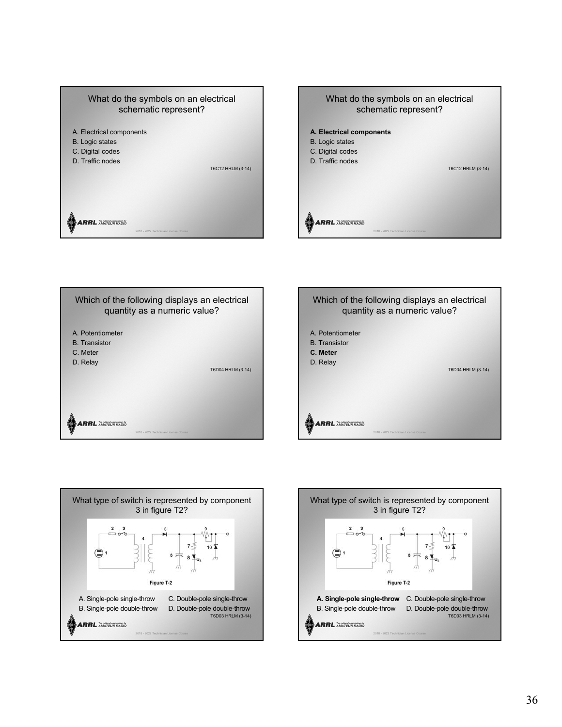## What do the symbols on an electrical schematic represent?

A. Electrical components
B. Logic states
C. Digital codes
D. Traffic nodes

T6C12 HRLM (3-14)

## What do the symbols on an electrical schematic represent?

**A. Electrical components**
B. Logic states
C. Digital codes
D. Traffic nodes

T6C12 HRLM (3-14)

## Which of the following displays an electrical quantity as a numeric value?

A. Potentiometer
B. Transistor
C. Meter
D. Relay

T6D04 HRLM (3-14)

## Which of the following displays an electrical quantity as a numeric value?

A. Potentiometer
B. Transistor
**C. Meter**
D. Relay

T6D04 HRLM (3-14)

## What type of switch is represented by component 3 in figure T2?

Figure T-2

A. Single-pole single-throw
B. Single-pole double-throw
C. Double-pole single-throw
D. Double-pole double-throw

T6D03 HRLM (3-14)

## What type of switch is represented by component 3 in figure T2?

Figure T-2

**A. Single-pole single-throw**
B. Single-pole double-throw
C. Double-pole single-throw
D. Double-pole double-throw

T6D03 HRLM (3-14)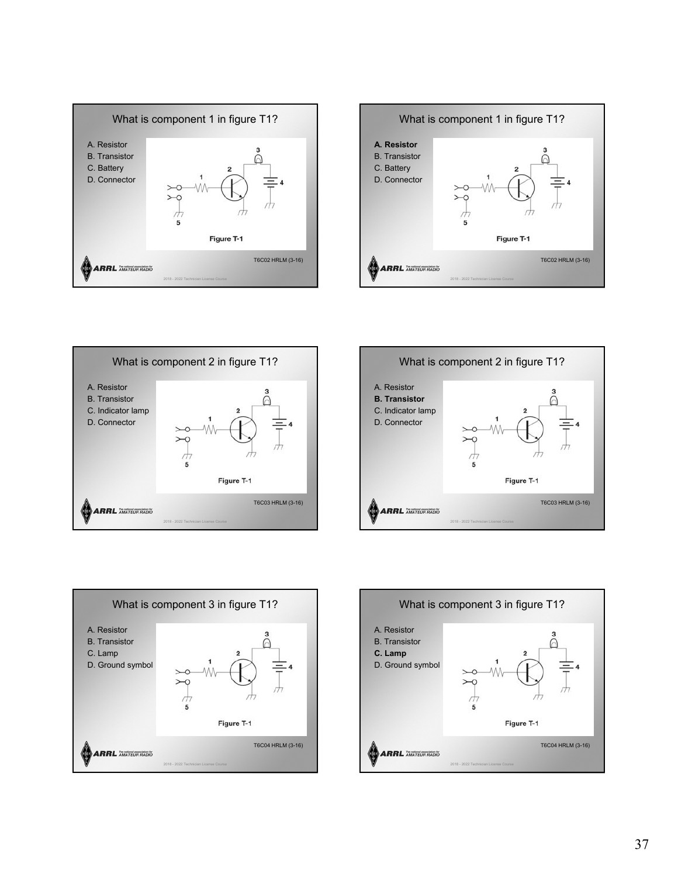## What is component 1 in figure T1?

A. Resistor
B. Transistor
C. Battery
D. Connector

Figure T-1

T6C02 HRLM (3-16)

## What is component 1 in figure T1?

**A. Resistor**
B. Transistor
C. Battery
D. Connector

Figure T-1

T6C02 HRLM (3-16)

## What is component 2 in figure T1?

A. Resistor
B. Transistor
C. Indicator lamp
D. Connector

Figure T-1

T6C03 HRLM (3-16)

## What is component 2 in figure T1?

A. Resistor
**B. Transistor**
C. Indicator lamp
D. Connector

Figure T-1

T6C03 HRLM (3-16)

## What is component 3 in figure T1?

A. Resistor
B. Transistor
C. Lamp
D. Ground symbol

Figure T-1

T6C04 HRLM (3-16)

## What is component 3 in figure T1?

A. Resistor
B. Transistor
**C. Lamp**
D. Ground symbol

Figure T-1

T6C04 HRLM (3-16)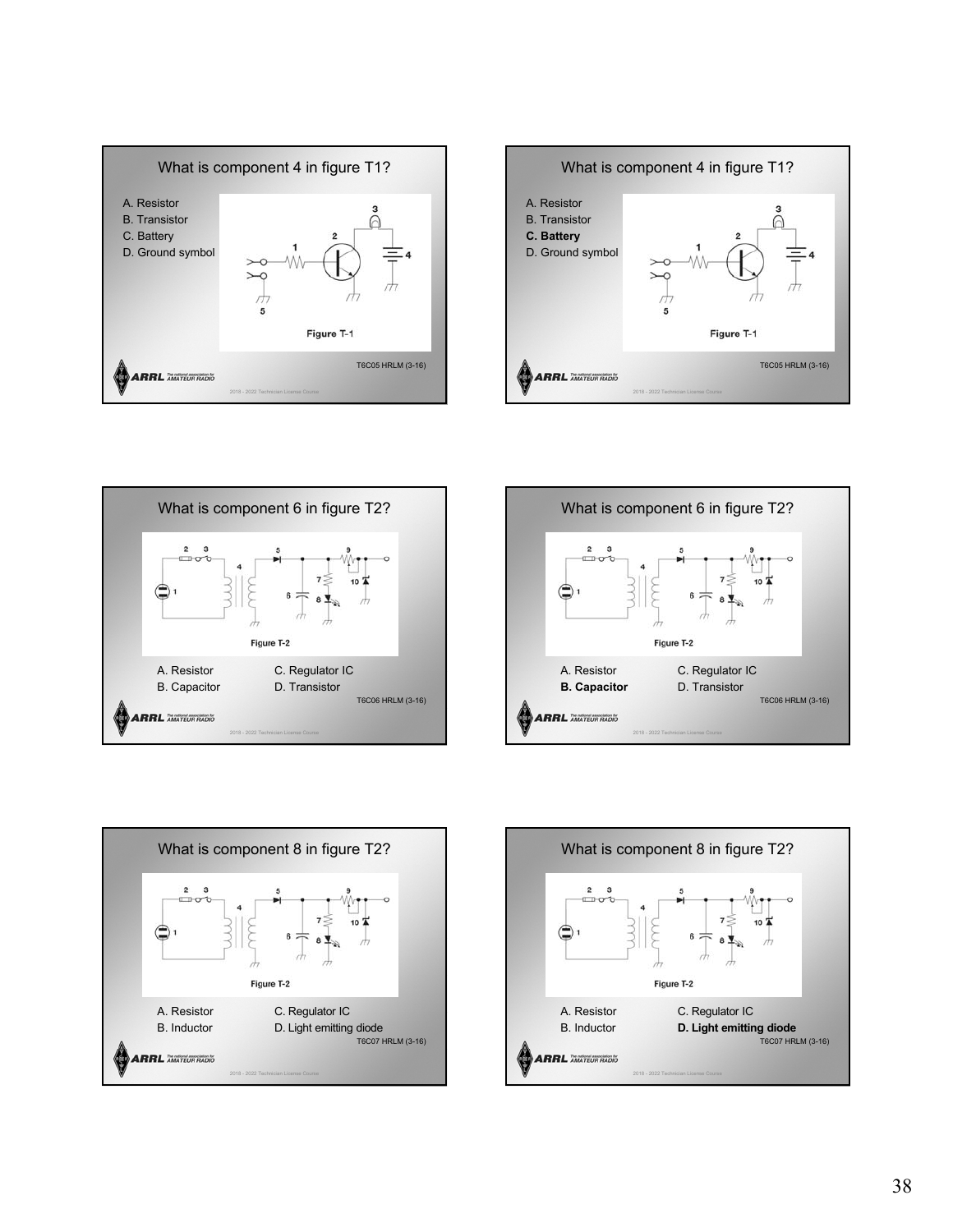## What is component 4 in figure T1?

A. Resistor
B. Transistor
C. Battery
D. Ground symbol

Figure T-1

T6C05 HRLM (3-16)

## What is component 4 in figure T1?

A. Resistor
B. Transistor
**C. Battery**
D. Ground symbol

Figure T-1

T6C05 HRLM (3-16)

## What is component 6 in figure T2?

Figure T-2

A. Resistor
B. Capacitor
C. Regulator IC
D. Transistor

T6C06 HRLM (3-16)

## What is component 6 in figure T2?

Figure T-2

A. Resistor
**B. Capacitor**
C. Regulator IC
D. Transistor

T6C06 HRLM (3-16)

## What is component 8 in figure T2?

Figure T-2

A. Resistor
B. Inductor
C. Regulator IC
D. Light emitting diode

T6C07 HRLM (3-16)

## What is component 8 in figure T2?

Figure T-2

A. Resistor
B. Inductor
C. Regulator IC
**D. Light emitting diode**

T6C07 HRLM (3-16)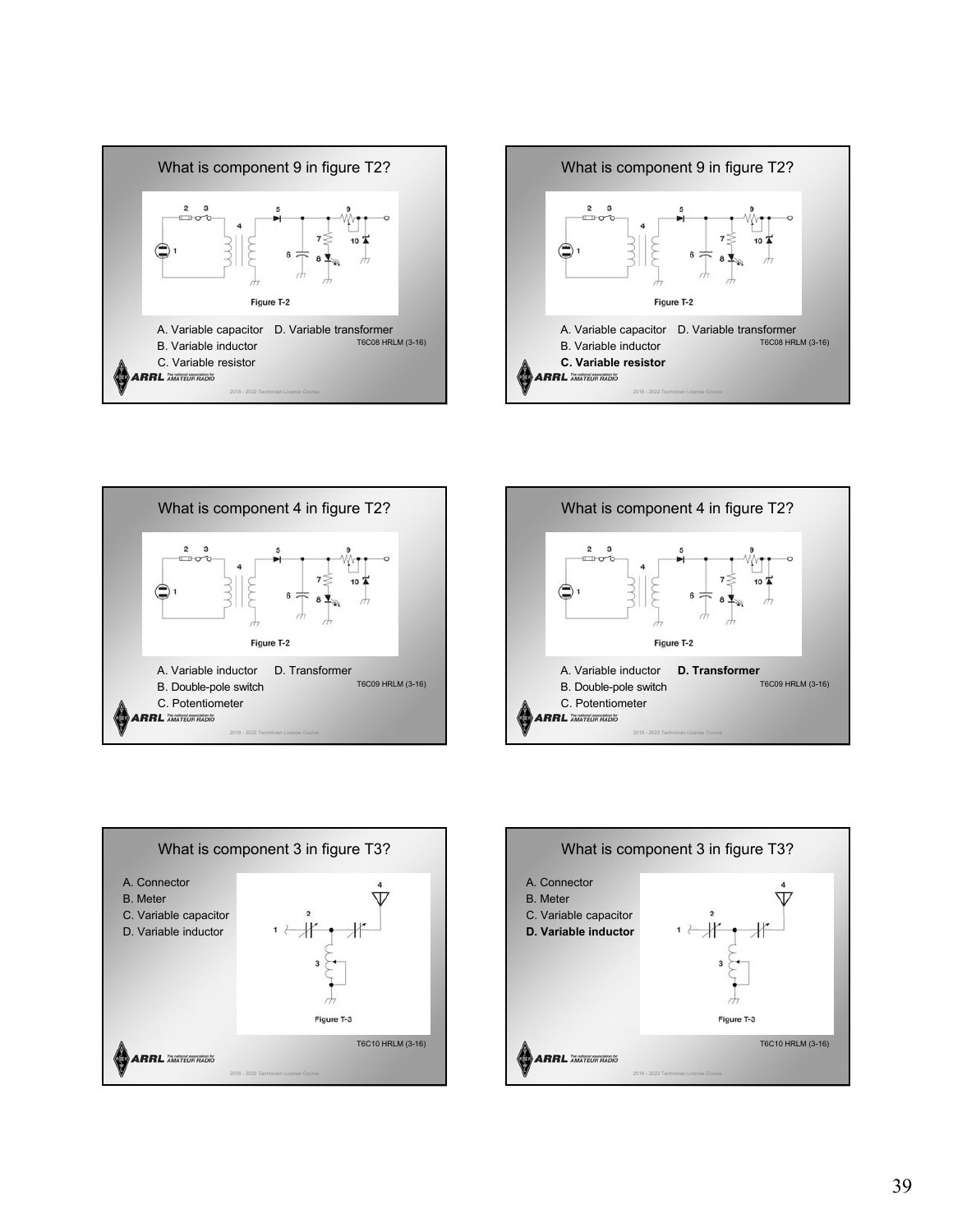## What is component 9 in figure T2?

Figure T-2

A. Variable capacitor
B. Variable inductor
C. Variable resistor
D. Variable transformer

T6C08 HRLM (3-16)

## What is component 9 in figure T2?

Figure T-2

A. Variable capacitor
B. Variable inductor
**C. Variable resistor**
D. Variable transformer

T6C08 HRLM (3-16)

## What is component 4 in figure T2?

Figure T-2

A. Variable inductor
B. Double-pole switch
C. Potentiometer
D. Transformer

T6C09 HRLM (3-16)

## What is component 4 in figure T2?

Figure T-2

A. Variable inductor
B. Double-pole switch
C. Potentiometer
**D. Transformer**

T6C09 HRLM (3-16)

## What is component 3 in figure T3?

A. Connector
B. Meter
C. Variable capacitor
D. Variable inductor

Figure T-3

T6C10 HRLM (3-16)

## What is component 3 in figure T3?

A. Connector
B. Meter
C. Variable capacitor
**D. Variable inductor**

Figure T-3

T6C10 HRLM (3-16)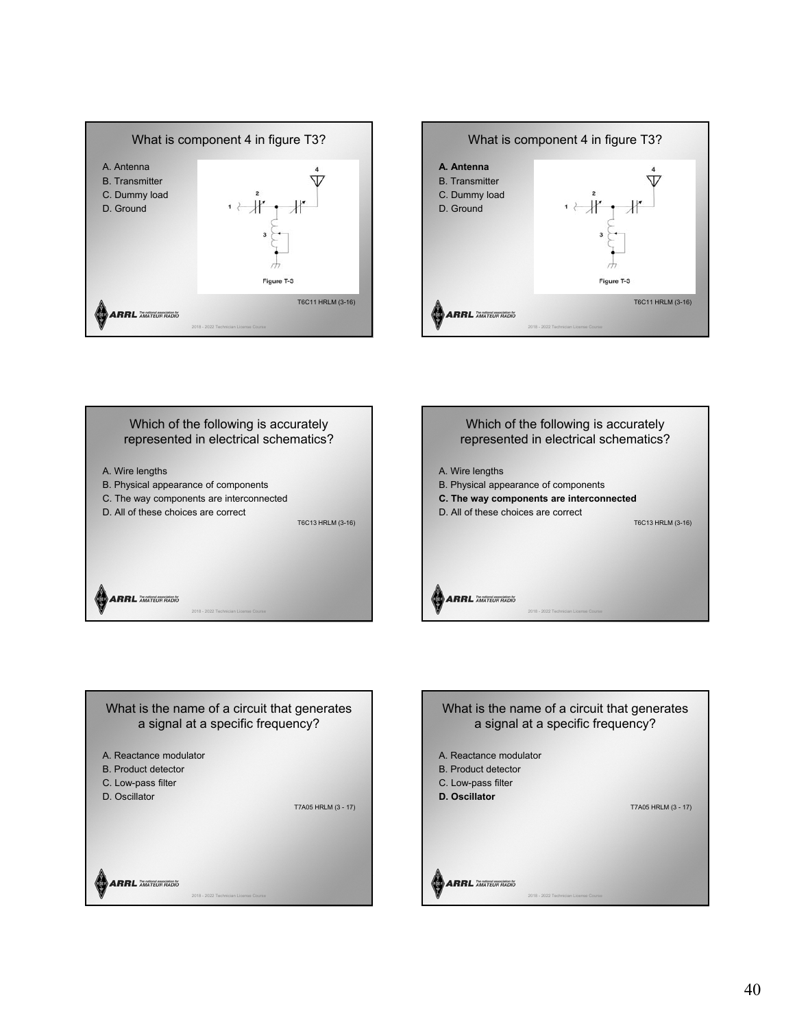## What is component 4 in figure T3?

A. Antenna
B. Transmitter
C. Dummy load
D. Ground

Figure T-3

T6C11 HRLM (3-16)

## What is component 4 in figure T3?

**A. Antenna**
B. Transmitter
C. Dummy load
D. Ground

Figure T-3

T6C11 HRLM (3-16)

## Which of the following is accurately represented in electrical schematics?

A. Wire lengths
B. Physical appearance of components
C. The way components are interconnected
D. All of these choices are correct

T6C13 HRLM (3-16)

## Which of the following is accurately represented in electrical schematics?

A. Wire lengths
B. Physical appearance of components
**C. The way components are interconnected**
D. All of these choices are correct

T6C13 HRLM (3-16)

## What is the name of a circuit that generates a signal at a specific frequency?

A. Reactance modulator
B. Product detector
C. Low-pass filter
D. Oscillator

T7A05 HRLM (3 - 17)

## What is the name of a circuit that generates a signal at a specific frequency?

A. Reactance modulator
B. Product detector
C. Low-pass filter
**D. Oscillator**

T7A05 HRLM (3 - 17)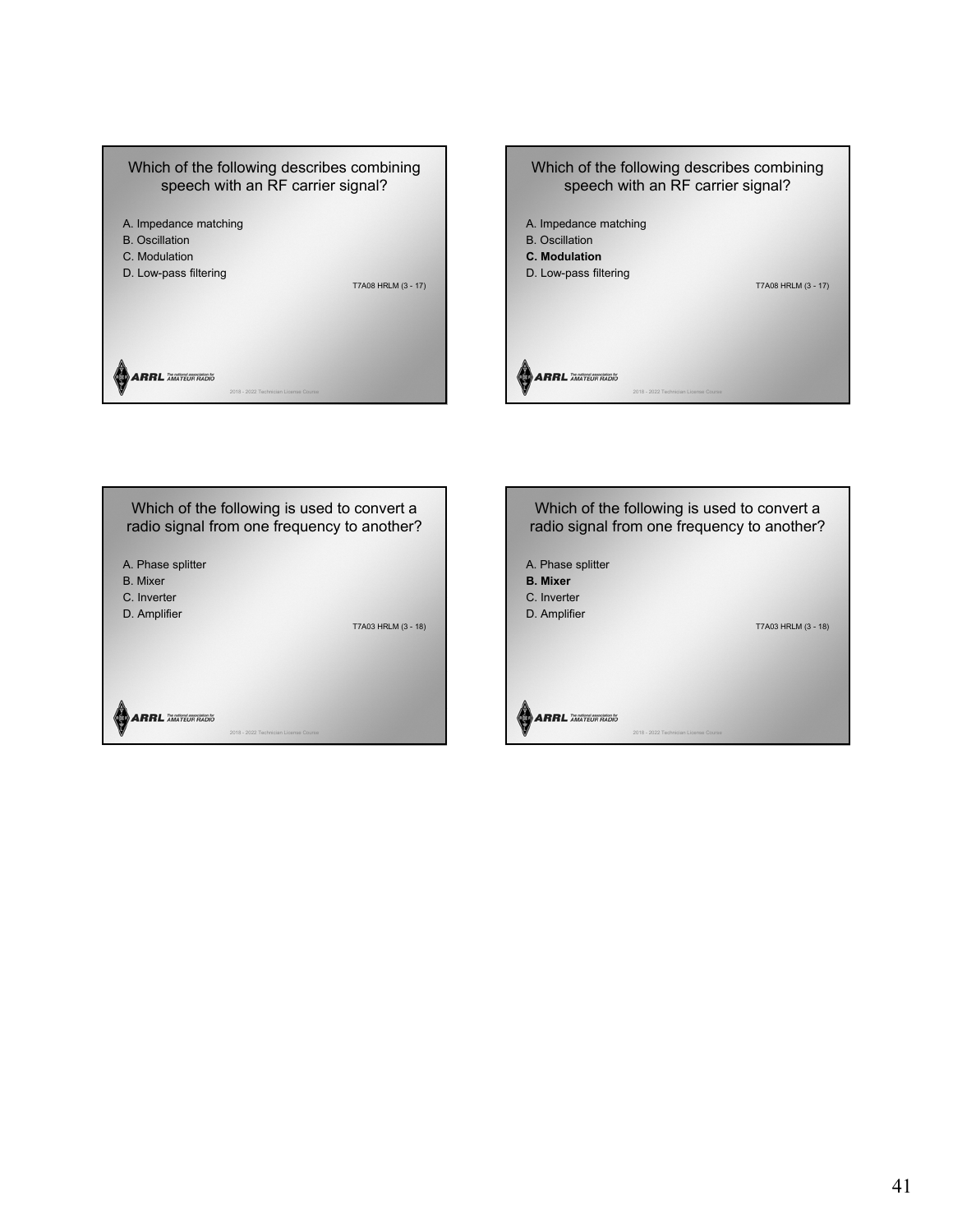Which of the following describes combining speech with an RF carrier signal?

A. Impedance matching
B. Oscillation
C. Modulation
D. Low-pass filtering

T7A08 HRLM (3 - 17)

Which of the following describes combining speech with an RF carrier signal?

A. Impedance matching
B. Oscillation
**C. Modulation**
D. Low-pass filtering

T7A08 HRLM (3 - 17)

Which of the following is used to convert a radio signal from one frequency to another?

A. Phase splitter
B. Mixer
C. Inverter
D. Amplifier

T7A03 HRLM (3 - 18)

Which of the following is used to convert a radio signal from one frequency to another?

A. Phase splitter
**B. Mixer**
C. Inverter
D. Amplifier

T7A03 HRLM (3 - 18)